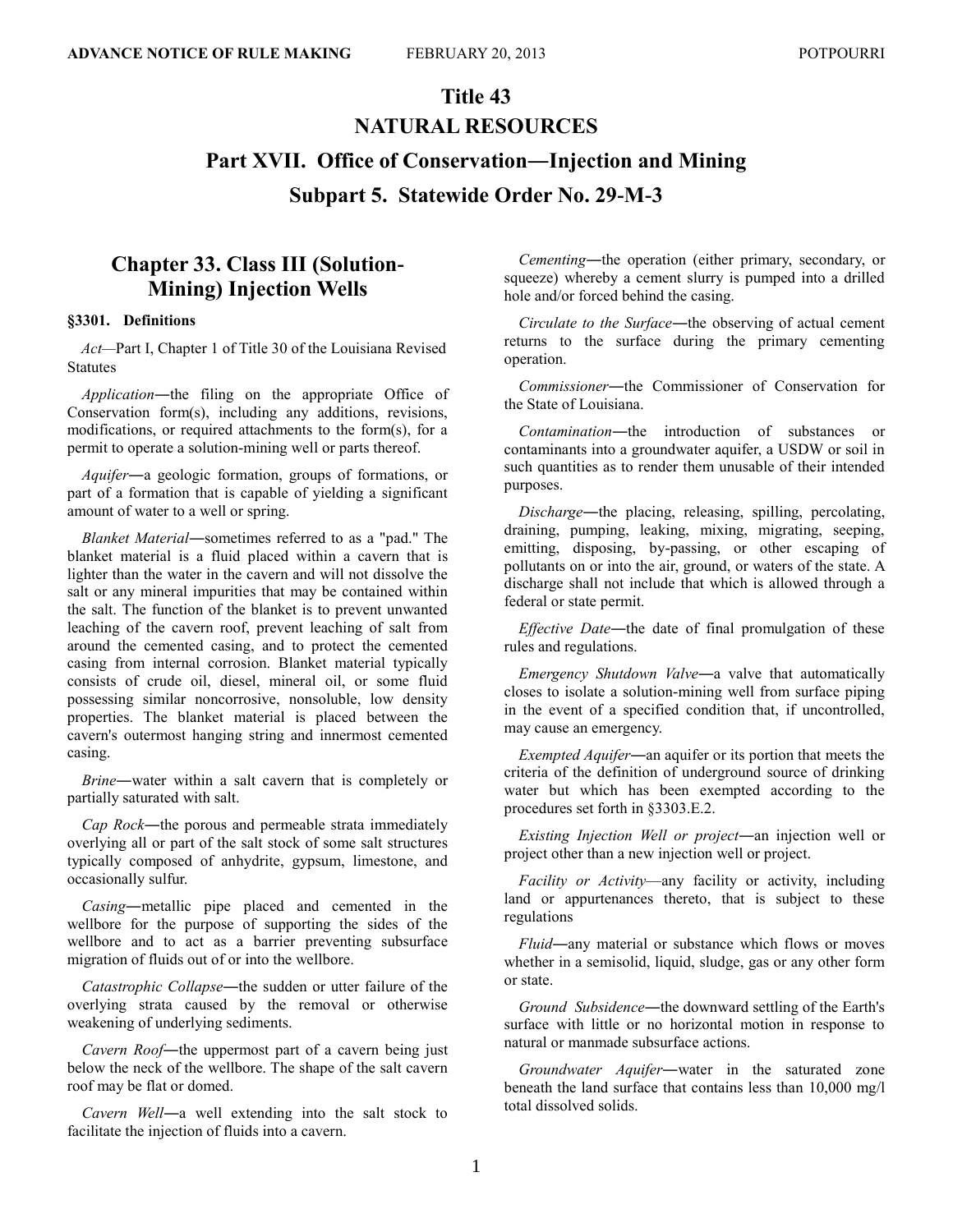# Title 43
# NATURAL RESOURCES
## Part XVII. Office of Conservation—Injection and Mining
## Subpart 5. Statewide Order No. 29-M-3

## Chapter 33. Class III (Solution-Mining) Injection Wells

### §3301. Definitions

*Act*—Part I, Chapter 1 of Title 30 of the Louisiana Revised Statutes

*Application*—the filing on the appropriate Office of Conservation form(s), including any additions, revisions, modifications, or required attachments to the form(s), for a permit to operate a solution-mining well or parts thereof.

*Aquifer*—a geologic formation, groups of formations, or part of a formation that is capable of yielding a significant amount of water to a well or spring.

*Blanket Material*—sometimes referred to as a "pad." The blanket material is a fluid placed within a cavern that is lighter than the water in the cavern and will not dissolve the salt or any mineral impurities that may be contained within the salt. The function of the blanket is to prevent unwanted leaching of the cavern roof, prevent leaching of salt from around the cemented casing, and to protect the cemented casing from internal corrosion. Blanket material typically consists of crude oil, diesel, mineral oil, or some fluid possessing similar noncorrosive, nonsoluble, low density properties. The blanket material is placed between the cavern's outermost hanging string and innermost cemented casing.

*Brine*—water within a salt cavern that is completely or partially saturated with salt.

*Cap Rock*—the porous and permeable strata immediately overlying all or part of the salt stock of some salt structures typically composed of anhydrite, gypsum, limestone, and occasionally sulfur.

*Casing*—metallic pipe placed and cemented in the wellbore for the purpose of supporting the sides of the wellbore and to act as a barrier preventing subsurface migration of fluids out of or into the wellbore.

*Catastrophic Collapse*—the sudden or utter failure of the overlying strata caused by the removal or otherwise weakening of underlying sediments.

*Cavern Roof*—the uppermost part of a cavern being just below the neck of the wellbore. The shape of the salt cavern roof may be flat or domed.

*Cavern Well*—a well extending into the salt stock to facilitate the injection of fluids into a cavern.

*Cementing*—the operation (either primary, secondary, or squeeze) whereby a cement slurry is pumped into a drilled hole and/or forced behind the casing.

*Circulate to the Surface*—the observing of actual cement returns to the surface during the primary cementing operation.

*Commissioner*—the Commissioner of Conservation for the State of Louisiana.

*Contamination*—the introduction of substances or contaminants into a groundwater aquifer, a USDW or soil in such quantities as to render them unusable of their intended purposes.

*Discharge*—the placing, releasing, spilling, percolating, draining, pumping, leaking, mixing, migrating, seeping, emitting, disposing, by-passing, or other escaping of pollutants on or into the air, ground, or waters of the state. A discharge shall not include that which is allowed through a federal or state permit.

*Effective Date*—the date of final promulgation of these rules and regulations.

*Emergency Shutdown Valve*—a valve that automatically closes to isolate a solution-mining well from surface piping in the event of a specified condition that, if uncontrolled, may cause an emergency.

*Exempted Aquifer*—an aquifer or its portion that meets the criteria of the definition of underground source of drinking water but which has been exempted according to the procedures set forth in §3303.E.2.

*Existing Injection Well or project*—an injection well or project other than a new injection well or project.

*Facility or Activity*—any facility or activity, including land or appurtenances thereto, that is subject to these regulations

*Fluid*—any material or substance which flows or moves whether in a semisolid, liquid, sludge, gas or any other form or state.

*Ground Subsidence*—the downward settling of the Earth's surface with little or no horizontal motion in response to natural or manmade subsurface actions.

*Groundwater Aquifer*—water in the saturated zone beneath the land surface that contains less than 10,000 mg/l total dissolved solids.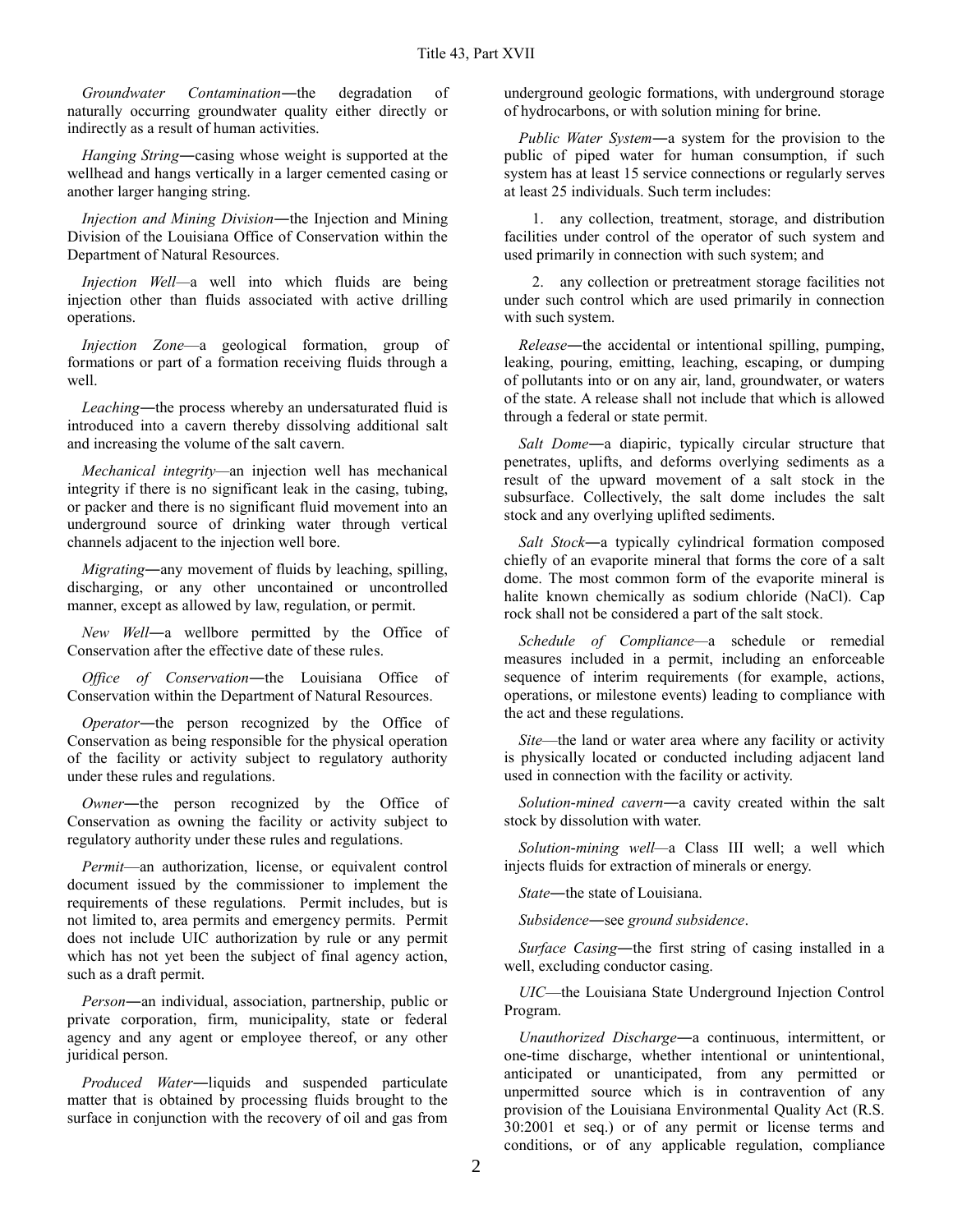*Groundwater Contamination*―the degradation of naturally occurring groundwater quality either directly or indirectly as a result of human activities.

*Hanging String*―casing whose weight is supported at the wellhead and hangs vertically in a larger cemented casing or another larger hanging string.

*Injection and Mining Division*―the Injection and Mining Division of the Louisiana Office of Conservation within the Department of Natural Resources.

*Injection Well*—a well into which fluids are being injection other than fluids associated with active drilling operations.

*Injection Zone*—a geological formation, group of formations or part of a formation receiving fluids through a well.

*Leaching*―the process whereby an undersaturated fluid is introduced into a cavern thereby dissolving additional salt and increasing the volume of the salt cavern.

*Mechanical integrity—*an injection well has mechanical integrity if there is no significant leak in the casing, tubing, or packer and there is no significant fluid movement into an underground source of drinking water through vertical channels adjacent to the injection well bore.

*Migrating*―any movement of fluids by leaching, spilling, discharging, or any other uncontained or uncontrolled manner, except as allowed by law, regulation, or permit.

*New Well*―a wellbore permitted by the Office of Conservation after the effective date of these rules.

*Office of Conservation*―the Louisiana Office of Conservation within the Department of Natural Resources.

*Operator*―the person recognized by the Office of Conservation as being responsible for the physical operation of the facility or activity subject to regulatory authority under these rules and regulations.

*Owner*―the person recognized by the Office of Conservation as owning the facility or activity subject to regulatory authority under these rules and regulations.

*Permit*—an authorization, license, or equivalent control document issued by the commissioner to implement the requirements of these regulations. Permit includes, but is not limited to, area permits and emergency permits. Permit does not include UIC authorization by rule or any permit which has not yet been the subject of final agency action, such as a draft permit.

*Person*―an individual, association, partnership, public or private corporation, firm, municipality, state or federal agency and any agent or employee thereof, or any other juridical person.

*Produced Water*―liquids and suspended particulate matter that is obtained by processing fluids brought to the surface in conjunction with the recovery of oil and gas from underground geologic formations, with underground storage of hydrocarbons, or with solution mining for brine.

*Public Water System*―a system for the provision to the public of piped water for human consumption, if such system has at least 15 service connections or regularly serves at least 25 individuals. Such term includes:

1. any collection, treatment, storage, and distribution facilities under control of the operator of such system and used primarily in connection with such system; and

2. any collection or pretreatment storage facilities not under such control which are used primarily in connection with such system.

*Release*―the accidental or intentional spilling, pumping, leaking, pouring, emitting, leaching, escaping, or dumping of pollutants into or on any air, land, groundwater, or waters of the state. A release shall not include that which is allowed through a federal or state permit.

*Salt Dome*―a diapiric, typically circular structure that penetrates, uplifts, and deforms overlying sediments as a result of the upward movement of a salt stock in the subsurface. Collectively, the salt dome includes the salt stock and any overlying uplifted sediments.

*Salt Stock*―a typically cylindrical formation composed chiefly of an evaporite mineral that forms the core of a salt dome. The most common form of the evaporite mineral is halite known chemically as sodium chloride (NaCl). Cap rock shall not be considered a part of the salt stock.

*Schedule of Compliance*—a schedule or remedial measures included in a permit, including an enforceable sequence of interim requirements (for example, actions, operations, or milestone events) leading to compliance with the act and these regulations.

*Site*—the land or water area where any facility or activity is physically located or conducted including adjacent land used in connection with the facility or activity.

*Solution-mined cavern*―a cavity created within the salt stock by dissolution with water.

*Solution-mining well*—a Class III well; a well which injects fluids for extraction of minerals or energy.

*State*―the state of Louisiana.

*Subsidence*―see *ground subsidence*.

*Surface Casing*―the first string of casing installed in a well, excluding conductor casing.

*UIC*—the Louisiana State Underground Injection Control Program.

*Unauthorized Discharge*―a continuous, intermittent, or one-time discharge, whether intentional or unintentional, anticipated or unanticipated, from any permitted or unpermitted source which is in contravention of any provision of the Louisiana Environmental Quality Act (R.S. 30:2001 et seq.) or of any permit or license terms and conditions, or of any applicable regulation, compliance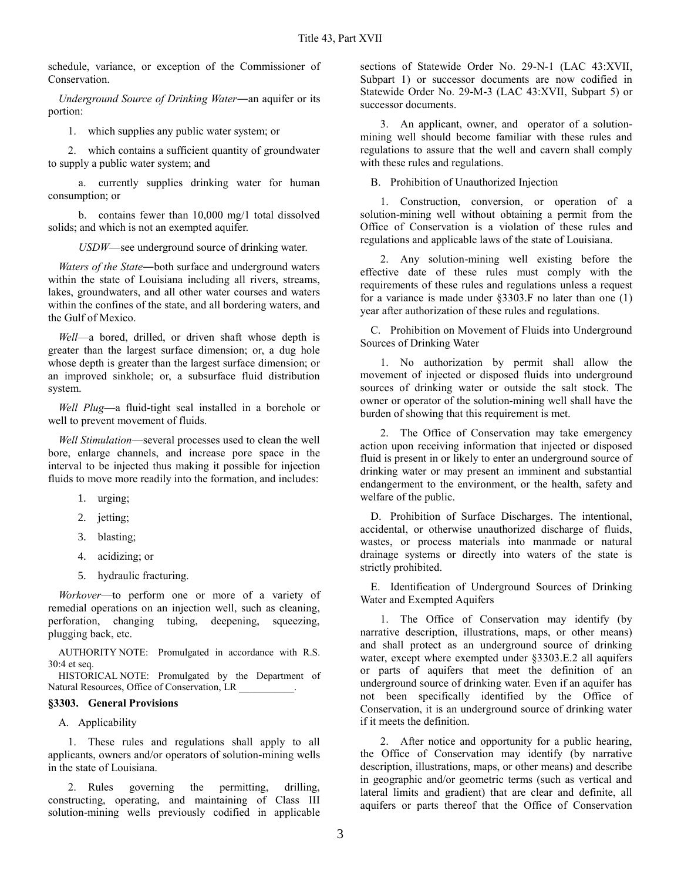schedule, variance, or exception of the Commissioner of Conservation.

*Underground Source of Drinking Water*―an aquifer or its portion:

1. which supplies any public water system; or

2. which contains a sufficient quantity of groundwater to supply a public water system; and

   a. currently supplies drinking water for human consumption; or

   b. contains fewer than 10,000 mg/1 total dissolved solids; and which is not an exempted aquifer.

*USDW*—see underground source of drinking water.

*Waters of the State*―both surface and underground waters within the state of Louisiana including all rivers, streams, lakes, groundwaters, and all other water courses and waters within the confines of the state, and all bordering waters, and the Gulf of Mexico.

*Well*—a bored, drilled, or driven shaft whose depth is greater than the largest surface dimension; or, a dug hole whose depth is greater than the largest surface dimension; or an improved sinkhole; or, a subsurface fluid distribution system.

*Well Plug*—a fluid-tight seal installed in a borehole or well to prevent movement of fluids.

*Well Stimulation*—several processes used to clean the well bore, enlarge channels, and increase pore space in the interval to be injected thus making it possible for injection fluids to move more readily into the formation, and includes:

1. urging;
2. jetting;
3. blasting;
4. acidizing; or
5. hydraulic fracturing.

*Workover*—to perform one or more of a variety of remedial operations on an injection well, such as cleaning, perforation, changing tubing, deepening, squeezing, plugging back, etc.

AUTHORITY NOTE: Promulgated in accordance with R.S. 30:4 et seq.

HISTORICAL NOTE: Promulgated by the Department of Natural Resources, Office of Conservation, LR ___________.

### §3303. General Provisions

A. Applicability

1. These rules and regulations shall apply to all applicants, owners and/or operators of solution-mining wells in the state of Louisiana.

2. Rules governing the permitting, drilling, constructing, operating, and maintaining of Class III solution-mining wells previously codified in applicable sections of Statewide Order No. 29-N-1 (LAC 43:XVII, Subpart 1) or successor documents are now codified in Statewide Order No. 29-M-3 (LAC 43:XVII, Subpart 5) or successor documents.

3. An applicant, owner, and operator of a solution-mining well should become familiar with these rules and regulations to assure that the well and cavern shall comply with these rules and regulations.

B. Prohibition of Unauthorized Injection

1. Construction, conversion, or operation of a solution-mining well without obtaining a permit from the Office of Conservation is a violation of these rules and regulations and applicable laws of the state of Louisiana.

2. Any solution-mining well existing before the effective date of these rules must comply with the requirements of these rules and regulations unless a request for a variance is made under §3303.F no later than one (1) year after authorization of these rules and regulations.

C. Prohibition on Movement of Fluids into Underground Sources of Drinking Water

1. No authorization by permit shall allow the movement of injected or disposed fluids into underground sources of drinking water or outside the salt stock. The owner or operator of the solution-mining well shall have the burden of showing that this requirement is met.

2. The Office of Conservation may take emergency action upon receiving information that injected or disposed fluid is present in or likely to enter an underground source of drinking water or may present an imminent and substantial endangerment to the environment, or the health, safety and welfare of the public.

D. Prohibition of Surface Discharges. The intentional, accidental, or otherwise unauthorized discharge of fluids, wastes, or process materials into manmade or natural drainage systems or directly into waters of the state is strictly prohibited.

E. Identification of Underground Sources of Drinking Water and Exempted Aquifers

1. The Office of Conservation may identify (by narrative description, illustrations, maps, or other means) and shall protect as an underground source of drinking water, except where exempted under §3303.E.2 all aquifers or parts of aquifers that meet the definition of an underground source of drinking water. Even if an aquifer has not been specifically identified by the Office of Conservation, it is an underground source of drinking water if it meets the definition.

2. After notice and opportunity for a public hearing, the Office of Conservation may identify (by narrative description, illustrations, maps, or other means) and describe in geographic and/or geometric terms (such as vertical and lateral limits and gradient) that are clear and definite, all aquifers or parts thereof that the Office of Conservation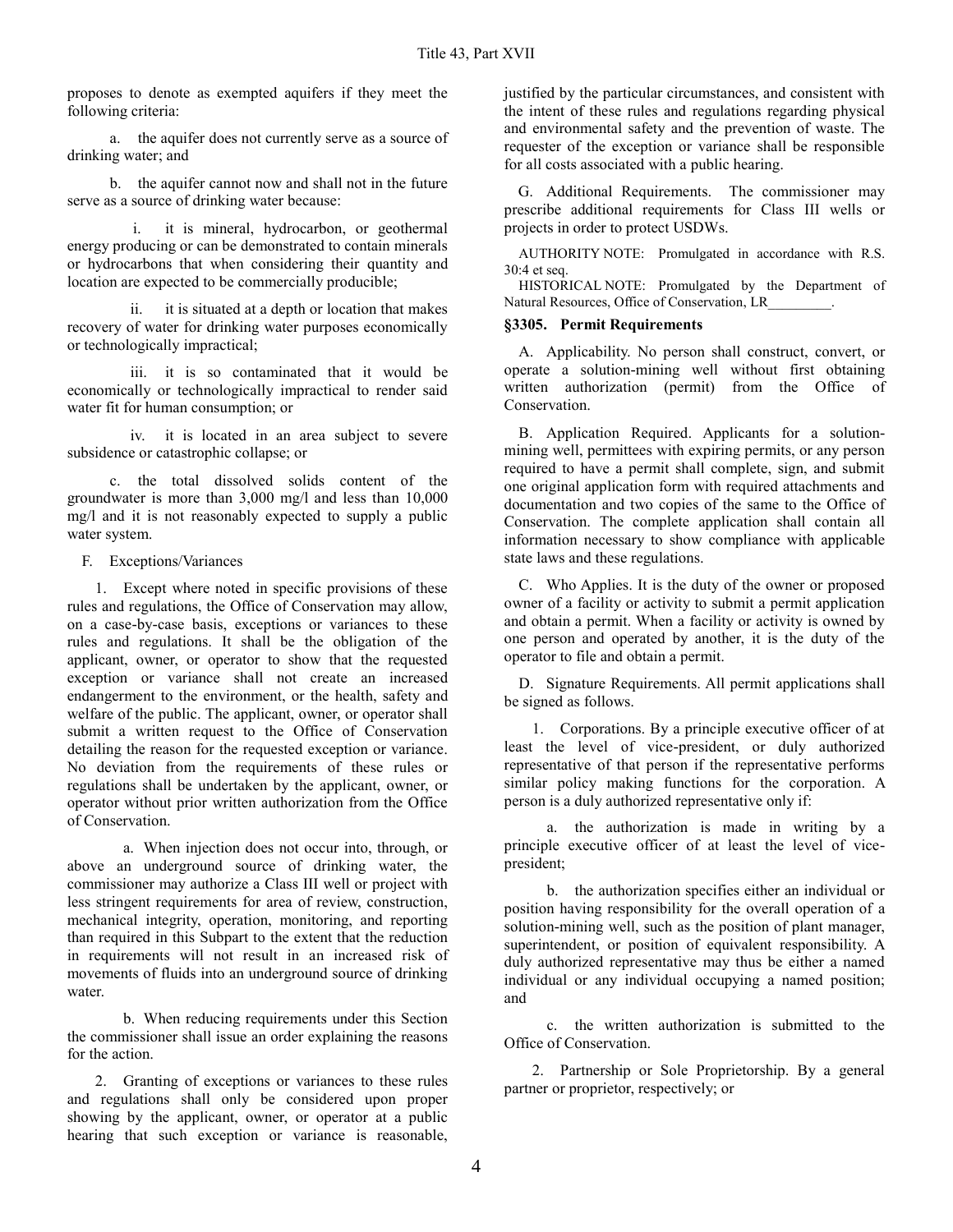proposes to denote as exempted aquifers if they meet the following criteria:

a. the aquifer does not currently serve as a source of drinking water; and

b. the aquifer cannot now and shall not in the future serve as a source of drinking water because:

i. it is mineral, hydrocarbon, or geothermal energy producing or can be demonstrated to contain minerals or hydrocarbons that when considering their quantity and location are expected to be commercially producible;

ii. it is situated at a depth or location that makes recovery of water for drinking water purposes economically or technologically impractical;

iii. it is so contaminated that it would be economically or technologically impractical to render said water fit for human consumption; or

iv. it is located in an area subject to severe subsidence or catastrophic collapse; or

c. the total dissolved solids content of the groundwater is more than 3,000 mg/l and less than 10,000 mg/l and it is not reasonably expected to supply a public water system.

F. Exceptions/Variances

1. Except where noted in specific provisions of these rules and regulations, the Office of Conservation may allow, on a case-by-case basis, exceptions or variances to these rules and regulations. It shall be the obligation of the applicant, owner, or operator to show that the requested exception or variance shall not create an increased endangerment to the environment, or the health, safety and welfare of the public. The applicant, owner, or operator shall submit a written request to the Office of Conservation detailing the reason for the requested exception or variance. No deviation from the requirements of these rules or regulations shall be undertaken by the applicant, owner, or operator without prior written authorization from the Office of Conservation.

a. When injection does not occur into, through, or above an underground source of drinking water, the commissioner may authorize a Class III well or project with less stringent requirements for area of review, construction, mechanical integrity, operation, monitoring, and reporting than required in this Subpart to the extent that the reduction in requirements will not result in an increased risk of movements of fluids into an underground source of drinking water.

b. When reducing requirements under this Section the commissioner shall issue an order explaining the reasons for the action.

2. Granting of exceptions or variances to these rules and regulations shall only be considered upon proper showing by the applicant, owner, or operator at a public hearing that such exception or variance is reasonable, justified by the particular circumstances, and consistent with the intent of these rules and regulations regarding physical and environmental safety and the prevention of waste. The requester of the exception or variance shall be responsible for all costs associated with a public hearing.

G. Additional Requirements. The commissioner may prescribe additional requirements for Class III wells or projects in order to protect USDWs.

AUTHORITY NOTE: Promulgated in accordance with R.S. 30:4 et seq.

HISTORICAL NOTE: Promulgated by the Department of Natural Resources, Office of Conservation, LR_________.

### §3305. Permit Requirements

A. Applicability. No person shall construct, convert, or operate a solution-mining well without first obtaining written authorization (permit) from the Office of Conservation.

B. Application Required. Applicants for a solution-mining well, permittees with expiring permits, or any person required to have a permit shall complete, sign, and submit one original application form with required attachments and documentation and two copies of the same to the Office of Conservation. The complete application shall contain all information necessary to show compliance with applicable state laws and these regulations.

C. Who Applies. It is the duty of the owner or proposed owner of a facility or activity to submit a permit application and obtain a permit. When a facility or activity is owned by one person and operated by another, it is the duty of the operator to file and obtain a permit.

D. Signature Requirements. All permit applications shall be signed as follows.

1. Corporations. By a principle executive officer of at least the level of vice-president, or duly authorized representative of that person if the representative performs similar policy making functions for the corporation. A person is a duly authorized representative only if:

a. the authorization is made in writing by a principle executive officer of at least the level of vice-president;

b. the authorization specifies either an individual or position having responsibility for the overall operation of a solution-mining well, such as the position of plant manager, superintendent, or position of equivalent responsibility. A duly authorized representative may thus be either a named individual or any individual occupying a named position; and

c. the written authorization is submitted to the Office of Conservation.

2. Partnership or Sole Proprietorship. By a general partner or proprietor, respectively; or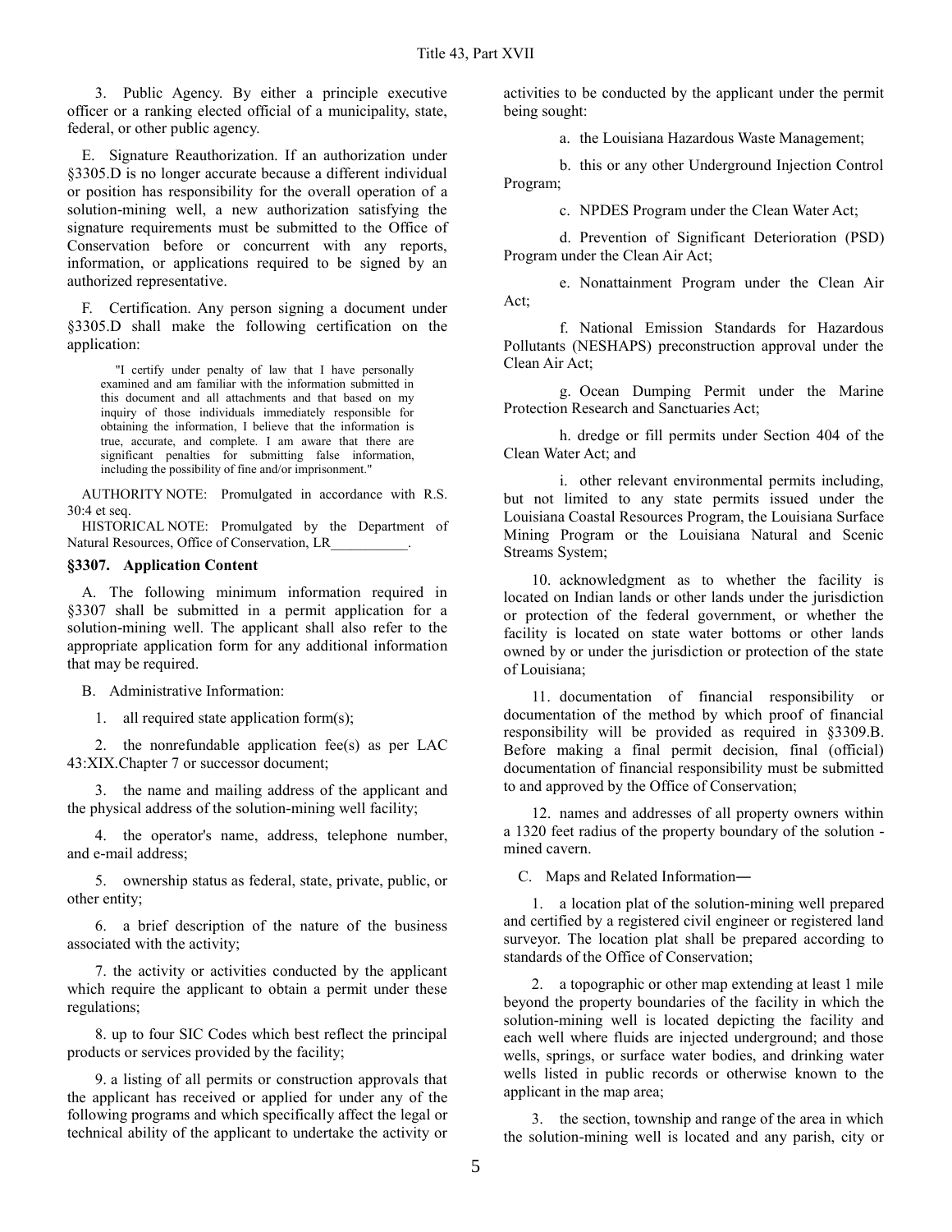3. Public Agency. By either a principle executive officer or a ranking elected official of a municipality, state, federal, or other public agency.

E. Signature Reauthorization. If an authorization under §3305.D is no longer accurate because a different individual or position has responsibility for the overall operation of a solution-mining well, a new authorization satisfying the signature requirements must be submitted to the Office of Conservation before or concurrent with any reports, information, or applications required to be signed by an authorized representative.

F. Certification. Any person signing a document under §3305.D shall make the following certification on the application:

> "I certify under penalty of law that I have personally examined and am familiar with the information submitted in this document and all attachments and that based on my inquiry of those individuals immediately responsible for obtaining the information, I believe that the information is true, accurate, and complete. I am aware that there are significant penalties for submitting false information, including the possibility of fine and/or imprisonment."

AUTHORITY NOTE: Promulgated in accordance with R.S. 30:4 et seq.

HISTORICAL NOTE: Promulgated by the Department of Natural Resources, Office of Conservation, LR___________.

### §3307. Application Content

A. The following minimum information required in §3307 shall be submitted in a permit application for a solution-mining well. The applicant shall also refer to the appropriate application form for any additional information that may be required.

B. Administrative Information:

1. all required state application form(s);

2. the nonrefundable application fee(s) as per LAC 43:XIX.Chapter 7 or successor document;

3. the name and mailing address of the applicant and the physical address of the solution-mining well facility;

4. the operator's name, address, telephone number, and e-mail address;

5. ownership status as federal, state, private, public, or other entity;

6. a brief description of the nature of the business associated with the activity;

7. the activity or activities conducted by the applicant which require the applicant to obtain a permit under these regulations;

8. up to four SIC Codes which best reflect the principal products or services provided by the facility;

9. a listing of all permits or construction approvals that the applicant has received or applied for under any of the following programs and which specifically affect the legal or technical ability of the applicant to undertake the activity or activities to be conducted by the applicant under the permit being sought:

a. the Louisiana Hazardous Waste Management;

b. this or any other Underground Injection Control Program;

c. NPDES Program under the Clean Water Act;

d. Prevention of Significant Deterioration (PSD) Program under the Clean Air Act;

e. Nonattainment Program under the Clean Air Act;

f. National Emission Standards for Hazardous Pollutants (NESHAPS) preconstruction approval under the Clean Air Act;

g. Ocean Dumping Permit under the Marine Protection Research and Sanctuaries Act;

h. dredge or fill permits under Section 404 of the Clean Water Act; and

i. other relevant environmental permits including, but not limited to any state permits issued under the Louisiana Coastal Resources Program, the Louisiana Surface Mining Program or the Louisiana Natural and Scenic Streams System;

10. acknowledgment as to whether the facility is located on Indian lands or other lands under the jurisdiction or protection of the federal government, or whether the facility is located on state water bottoms or other lands owned by or under the jurisdiction or protection of the state of Louisiana;

11. documentation of financial responsibility or documentation of the method by which proof of financial responsibility will be provided as required in §3309.B. Before making a final permit decision, final (official) documentation of financial responsibility must be submitted to and approved by the Office of Conservation;

12. names and addresses of all property owners within a 1320 feet radius of the property boundary of the solution - mined cavern.

C. Maps and Related Information―

1. a location plat of the solution-mining well prepared and certified by a registered civil engineer or registered land surveyor. The location plat shall be prepared according to standards of the Office of Conservation;

2. a topographic or other map extending at least 1 mile beyond the property boundaries of the facility in which the solution-mining well is located depicting the facility and each well where fluids are injected underground; and those wells, springs, or surface water bodies, and drinking water wells listed in public records or otherwise known to the applicant in the map area;

3. the section, township and range of the area in which the solution-mining well is located and any parish, city or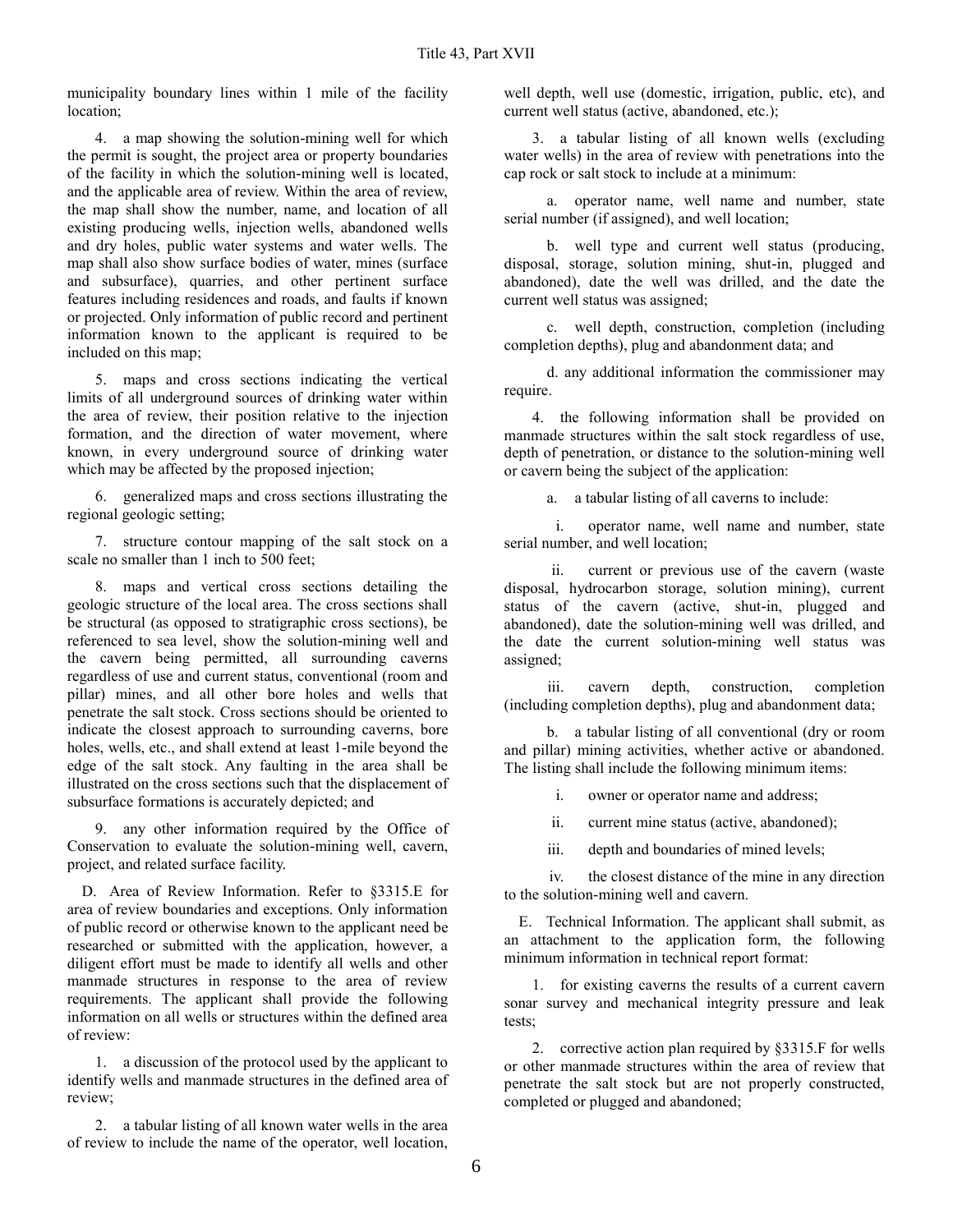municipality boundary lines within 1 mile of the facility location;

4. a map showing the solution-mining well for which the permit is sought, the project area or property boundaries of the facility in which the solution-mining well is located, and the applicable area of review. Within the area of review, the map shall show the number, name, and location of all existing producing wells, injection wells, abandoned wells and dry holes, public water systems and water wells. The map shall also show surface bodies of water, mines (surface and subsurface), quarries, and other pertinent surface features including residences and roads, and faults if known or projected. Only information of public record and pertinent information known to the applicant is required to be included on this map;

5. maps and cross sections indicating the vertical limits of all underground sources of drinking water within the area of review, their position relative to the injection formation, and the direction of water movement, where known, in every underground source of drinking water which may be affected by the proposed injection;

6. generalized maps and cross sections illustrating the regional geologic setting;

7. structure contour mapping of the salt stock on a scale no smaller than 1 inch to 500 feet;

8. maps and vertical cross sections detailing the geologic structure of the local area. The cross sections shall be structural (as opposed to stratigraphic cross sections), be referenced to sea level, show the solution-mining well and the cavern being permitted, all surrounding caverns regardless of use and current status, conventional (room and pillar) mines, and all other bore holes and wells that penetrate the salt stock. Cross sections should be oriented to indicate the closest approach to surrounding caverns, bore holes, wells, etc., and shall extend at least 1-mile beyond the edge of the salt stock. Any faulting in the area shall be illustrated on the cross sections such that the displacement of subsurface formations is accurately depicted; and

9. any other information required by the Office of Conservation to evaluate the solution-mining well, cavern, project, and related surface facility.

D. Area of Review Information. Refer to §3315.E for area of review boundaries and exceptions. Only information of public record or otherwise known to the applicant need be researched or submitted with the application, however, a diligent effort must be made to identify all wells and other manmade structures in response to the area of review requirements. The applicant shall provide the following information on all wells or structures within the defined area of review:

1. a discussion of the protocol used by the applicant to identify wells and manmade structures in the defined area of review;

2. a tabular listing of all known water wells in the area of review to include the name of the operator, well location, well depth, well use (domestic, irrigation, public, etc), and current well status (active, abandoned, etc.);

3. a tabular listing of all known wells (excluding water wells) in the area of review with penetrations into the cap rock or salt stock to include at a minimum:

a. operator name, well name and number, state serial number (if assigned), and well location;

b. well type and current well status (producing, disposal, storage, solution mining, shut-in, plugged and abandoned), date the well was drilled, and the date the current well status was assigned;

c. well depth, construction, completion (including completion depths), plug and abandonment data; and

d. any additional information the commissioner may require.

4. the following information shall be provided on manmade structures within the salt stock regardless of use, depth of penetration, or distance to the solution-mining well or cavern being the subject of the application:

a. a tabular listing of all caverns to include:

i. operator name, well name and number, state serial number, and well location;

ii. current or previous use of the cavern (waste disposal, hydrocarbon storage, solution mining), current status of the cavern (active, shut-in, plugged and abandoned), date the solution-mining well was drilled, and the date the current solution-mining well status was assigned;

iii. cavern depth, construction, completion (including completion depths), plug and abandonment data;

b. a tabular listing of all conventional (dry or room and pillar) mining activities, whether active or abandoned. The listing shall include the following minimum items:

i. owner or operator name and address;

ii. current mine status (active, abandoned);

iii. depth and boundaries of mined levels;

iv. the closest distance of the mine in any direction to the solution-mining well and cavern.

E. Technical Information. The applicant shall submit, as an attachment to the application form, the following minimum information in technical report format:

1. for existing caverns the results of a current cavern sonar survey and mechanical integrity pressure and leak tests;

2. corrective action plan required by §3315.F for wells or other manmade structures within the area of review that penetrate the salt stock but are not properly constructed, completed or plugged and abandoned;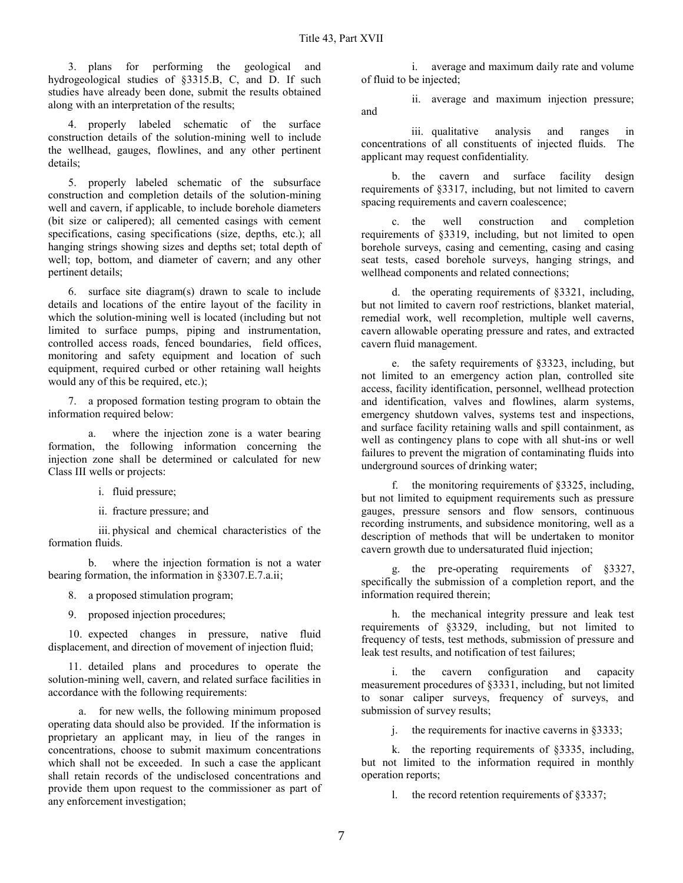3. plans for performing the geological and hydrogeological studies of §3315.B, C, and D. If such studies have already been done, submit the results obtained along with an interpretation of the results;

4. properly labeled schematic of the surface construction details of the solution-mining well to include the wellhead, gauges, flowlines, and any other pertinent details;

5. properly labeled schematic of the subsurface construction and completion details of the solution-mining well and cavern, if applicable, to include borehole diameters (bit size or calipered); all cemented casings with cement specifications, casing specifications (size, depths, etc.); all hanging strings showing sizes and depths set; total depth of well; top, bottom, and diameter of cavern; and any other pertinent details;

6. surface site diagram(s) drawn to scale to include details and locations of the entire layout of the facility in which the solution-mining well is located (including but not limited to surface pumps, piping and instrumentation, controlled access roads, fenced boundaries, field offices, monitoring and safety equipment and location of such equipment, required curbed or other retaining wall heights would any of this be required, etc.);

7. a proposed formation testing program to obtain the information required below:

a. where the injection zone is a water bearing formation, the following information concerning the injection zone shall be determined or calculated for new Class III wells or projects:

i. fluid pressure;

ii. fracture pressure; and

iii. physical and chemical characteristics of the formation fluids.

b. where the injection formation is not a water bearing formation, the information in §3307.E.7.a.ii;

8. a proposed stimulation program;

9. proposed injection procedures;

10. expected changes in pressure, native fluid displacement, and direction of movement of injection fluid;

11. detailed plans and procedures to operate the solution-mining well, cavern, and related surface facilities in accordance with the following requirements:

a. for new wells, the following minimum proposed operating data should also be provided. If the information is proprietary an applicant may, in lieu of the ranges in concentrations, choose to submit maximum concentrations which shall not be exceeded. In such a case the applicant shall retain records of the undisclosed concentrations and provide them upon request to the commissioner as part of any enforcement investigation;

i. average and maximum daily rate and volume of fluid to be injected;

ii. average and maximum injection pressure; and

iii. qualitative analysis and ranges in concentrations of all constituents of injected fluids. The applicant may request confidentiality.

b. the cavern and surface facility design requirements of §3317, including, but not limited to cavern spacing requirements and cavern coalescence;

c. the well construction and completion requirements of §3319, including, but not limited to open borehole surveys, casing and cementing, casing and casing seat tests, cased borehole surveys, hanging strings, and wellhead components and related connections;

d. the operating requirements of §3321, including, but not limited to cavern roof restrictions, blanket material, remedial work, well recompletion, multiple well caverns, cavern allowable operating pressure and rates, and extracted cavern fluid management.

e. the safety requirements of §3323, including, but not limited to an emergency action plan, controlled site access, facility identification, personnel, wellhead protection and identification, valves and flowlines, alarm systems, emergency shutdown valves, systems test and inspections, and surface facility retaining walls and spill containment, as well as contingency plans to cope with all shut-ins or well failures to prevent the migration of contaminating fluids into underground sources of drinking water;

f. the monitoring requirements of §3325, including, but not limited to equipment requirements such as pressure gauges, pressure sensors and flow sensors, continuous recording instruments, and subsidence monitoring, well as a description of methods that will be undertaken to monitor cavern growth due to undersaturated fluid injection;

g. the pre-operating requirements of §3327, specifically the submission of a completion report, and the information required therein;

h. the mechanical integrity pressure and leak test requirements of §3329, including, but not limited to frequency of tests, test methods, submission of pressure and leak test results, and notification of test failures;

i. the cavern configuration and capacity measurement procedures of §3331, including, but not limited to sonar caliper surveys, frequency of surveys, and submission of survey results;

j. the requirements for inactive caverns in §3333;

k. the reporting requirements of §3335, including, but not limited to the information required in monthly operation reports;

l. the record retention requirements of §3337;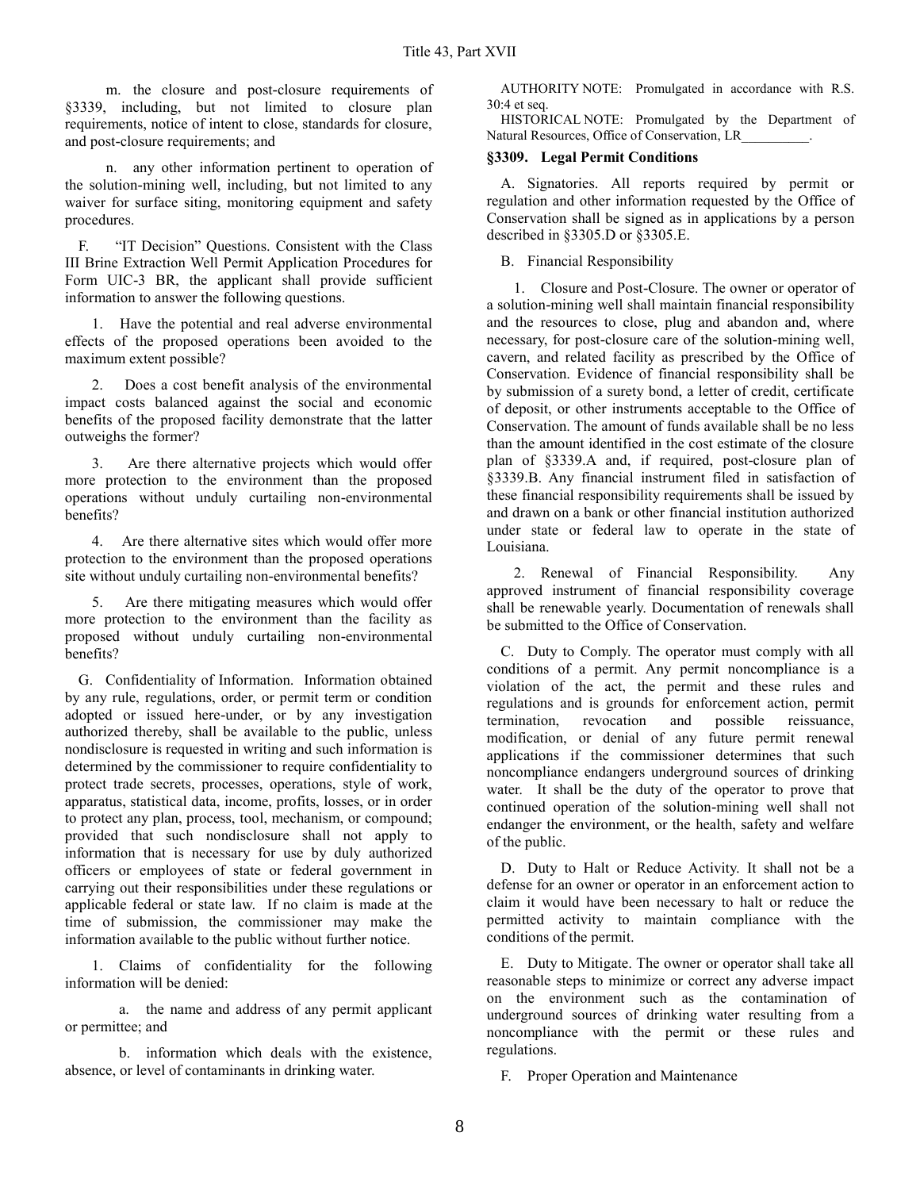m. the closure and post-closure requirements of §3339, including, but not limited to closure plan requirements, notice of intent to close, standards for closure, and post-closure requirements; and

n. any other information pertinent to operation of the solution-mining well, including, but not limited to any waiver for surface siting, monitoring equipment and safety procedures.

F. "IT Decision" Questions. Consistent with the Class III Brine Extraction Well Permit Application Procedures for Form UIC-3 BR, the applicant shall provide sufficient information to answer the following questions.

1. Have the potential and real adverse environmental effects of the proposed operations been avoided to the maximum extent possible?

2. Does a cost benefit analysis of the environmental impact costs balanced against the social and economic benefits of the proposed facility demonstrate that the latter outweighs the former?

3. Are there alternative projects which would offer more protection to the environment than the proposed operations without unduly curtailing non-environmental benefits?

4. Are there alternative sites which would offer more protection to the environment than the proposed operations site without unduly curtailing non-environmental benefits?

5. Are there mitigating measures which would offer more protection to the environment than the facility as proposed without unduly curtailing non-environmental benefits?

G. Confidentiality of Information. Information obtained by any rule, regulations, order, or permit term or condition adopted or issued here-under, or by any investigation authorized thereby, shall be available to the public, unless nondisclosure is requested in writing and such information is determined by the commissioner to require confidentiality to protect trade secrets, processes, operations, style of work, apparatus, statistical data, income, profits, losses, or in order to protect any plan, process, tool, mechanism, or compound; provided that such nondisclosure shall not apply to information that is necessary for use by duly authorized officers or employees of state or federal government in carrying out their responsibilities under these regulations or applicable federal or state law. If no claim is made at the time of submission, the commissioner may make the information available to the public without further notice.

1. Claims of confidentiality for the following information will be denied:

a. the name and address of any permit applicant or permittee; and

b. information which deals with the existence, absence, or level of contaminants in drinking water.

AUTHORITY NOTE: Promulgated in accordance with R.S. 30:4 et seq.

HISTORICAL NOTE: Promulgated by the Department of Natural Resources, Office of Conservation, LR__________.

### §3309. Legal Permit Conditions

A. Signatories. All reports required by permit or regulation and other information requested by the Office of Conservation shall be signed as in applications by a person described in §3305.D or §3305.E.

B. Financial Responsibility

1. Closure and Post-Closure. The owner or operator of a solution-mining well shall maintain financial responsibility and the resources to close, plug and abandon and, where necessary, for post-closure care of the solution-mining well, cavern, and related facility as prescribed by the Office of Conservation. Evidence of financial responsibility shall be by submission of a surety bond, a letter of credit, certificate of deposit, or other instruments acceptable to the Office of Conservation. The amount of funds available shall be no less than the amount identified in the cost estimate of the closure plan of §3339.A and, if required, post-closure plan of §3339.B. Any financial instrument filed in satisfaction of these financial responsibility requirements shall be issued by and drawn on a bank or other financial institution authorized under state or federal law to operate in the state of Louisiana.

2. Renewal of Financial Responsibility. Any approved instrument of financial responsibility coverage shall be renewable yearly. Documentation of renewals shall be submitted to the Office of Conservation.

C. Duty to Comply. The operator must comply with all conditions of a permit. Any permit noncompliance is a violation of the act, the permit and these rules and regulations and is grounds for enforcement action, permit termination, revocation and possible reissuance, modification, or denial of any future permit renewal applications if the commissioner determines that such noncompliance endangers underground sources of drinking water. It shall be the duty of the operator to prove that continued operation of the solution-mining well shall not endanger the environment, or the health, safety and welfare of the public.

D. Duty to Halt or Reduce Activity. It shall not be a defense for an owner or operator in an enforcement action to claim it would have been necessary to halt or reduce the permitted activity to maintain compliance with the conditions of the permit.

E. Duty to Mitigate. The owner or operator shall take all reasonable steps to minimize or correct any adverse impact on the environment such as the contamination of underground sources of drinking water resulting from a noncompliance with the permit or these rules and regulations.

F. Proper Operation and Maintenance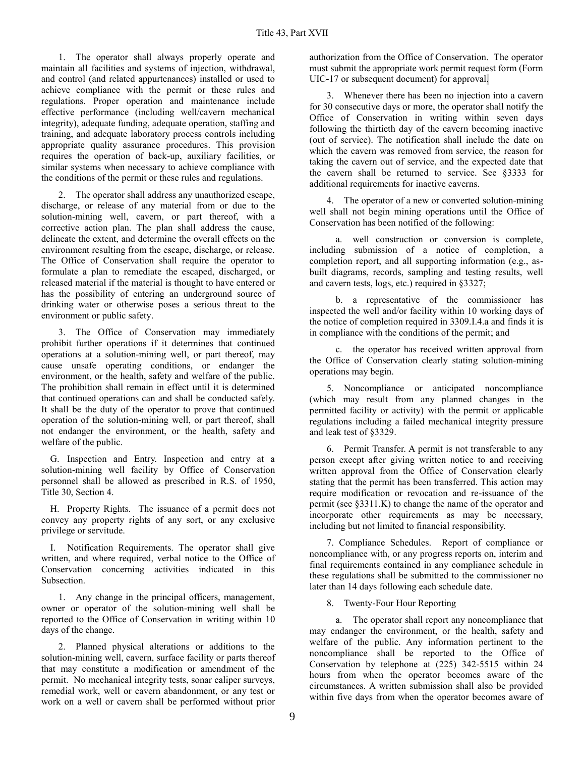1. The operator shall always properly operate and maintain all facilities and systems of injection, withdrawal, and control (and related appurtenances) installed or used to achieve compliance with the permit or these rules and regulations. Proper operation and maintenance include effective performance (including well/cavern mechanical integrity), adequate funding, adequate operation, staffing and training, and adequate laboratory process controls including appropriate quality assurance procedures. This provision requires the operation of back-up, auxiliary facilities, or similar systems when necessary to achieve compliance with the conditions of the permit or these rules and regulations.

2. The operator shall address any unauthorized escape, discharge, or release of any material from or due to the solution-mining well, cavern, or part thereof, with a corrective action plan. The plan shall address the cause, delineate the extent, and determine the overall effects on the environment resulting from the escape, discharge, or release. The Office of Conservation shall require the operator to formulate a plan to remediate the escaped, discharged, or released material if the material is thought to have entered or has the possibility of entering an underground source of drinking water or otherwise poses a serious threat to the environment or public safety.

3. The Office of Conservation may immediately prohibit further operations if it determines that continued operations at a solution-mining well, or part thereof, may cause unsafe operating conditions, or endanger the environment, or the health, safety and welfare of the public. The prohibition shall remain in effect until it is determined that continued operations can and shall be conducted safely. It shall be the duty of the operator to prove that continued operation of the solution-mining well, or part thereof, shall not endanger the environment, or the health, safety and welfare of the public.

G. Inspection and Entry. Inspection and entry at a solution-mining well facility by Office of Conservation personnel shall be allowed as prescribed in R.S. of 1950, Title 30, Section 4.

H. Property Rights. The issuance of a permit does not convey any property rights of any sort, or any exclusive privilege or servitude.

I. Notification Requirements. The operator shall give written, and where required, verbal notice to the Office of Conservation concerning activities indicated in this Subsection.

1. Any change in the principal officers, management, owner or operator of the solution-mining well shall be reported to the Office of Conservation in writing within 10 days of the change.

2. Planned physical alterations or additions to the solution-mining well, cavern, surface facility or parts thereof that may constitute a modification or amendment of the permit. No mechanical integrity tests, sonar caliper surveys, remedial work, well or cavern abandonment, or any test or work on a well or cavern shall be performed without prior authorization from the Office of Conservation. The operator must submit the appropriate work permit request form (Form UIC-17 or subsequent document) for approval.

3. Whenever there has been no injection into a cavern for 30 consecutive days or more, the operator shall notify the Office of Conservation in writing within seven days following the thirtieth day of the cavern becoming inactive (out of service). The notification shall include the date on which the cavern was removed from service, the reason for taking the cavern out of service, and the expected date that the cavern shall be returned to service. See §3333 for additional requirements for inactive caverns.

4. The operator of a new or converted solution-mining well shall not begin mining operations until the Office of Conservation has been notified of the following:

a. well construction or conversion is complete, including submission of a notice of completion, a completion report, and all supporting information (e.g., as-built diagrams, records, sampling and testing results, well and cavern tests, logs, etc.) required in §3327;

b. a representative of the commissioner has inspected the well and/or facility within 10 working days of the notice of completion required in 3309.I.4.a and finds it is in compliance with the conditions of the permit; and

c. the operator has received written approval from the Office of Conservation clearly stating solution-mining operations may begin.

5. Noncompliance or anticipated noncompliance (which may result from any planned changes in the permitted facility or activity) with the permit or applicable regulations including a failed mechanical integrity pressure and leak test of §3329.

6. Permit Transfer. A permit is not transferable to any person except after giving written notice to and receiving written approval from the Office of Conservation clearly stating that the permit has been transferred. This action may require modification or revocation and re-issuance of the permit (see §3311.K) to change the name of the operator and incorporate other requirements as may be necessary, including but not limited to financial responsibility.

7. Compliance Schedules. Report of compliance or noncompliance with, or any progress reports on, interim and final requirements contained in any compliance schedule in these regulations shall be submitted to the commissioner no later than 14 days following each schedule date.

8. Twenty-Four Hour Reporting

a. The operator shall report any noncompliance that may endanger the environment, or the health, safety and welfare of the public. Any information pertinent to the noncompliance shall be reported to the Office of Conservation by telephone at (225) 342-5515 within 24 hours from when the operator becomes aware of the circumstances. A written submission shall also be provided within five days from when the operator becomes aware of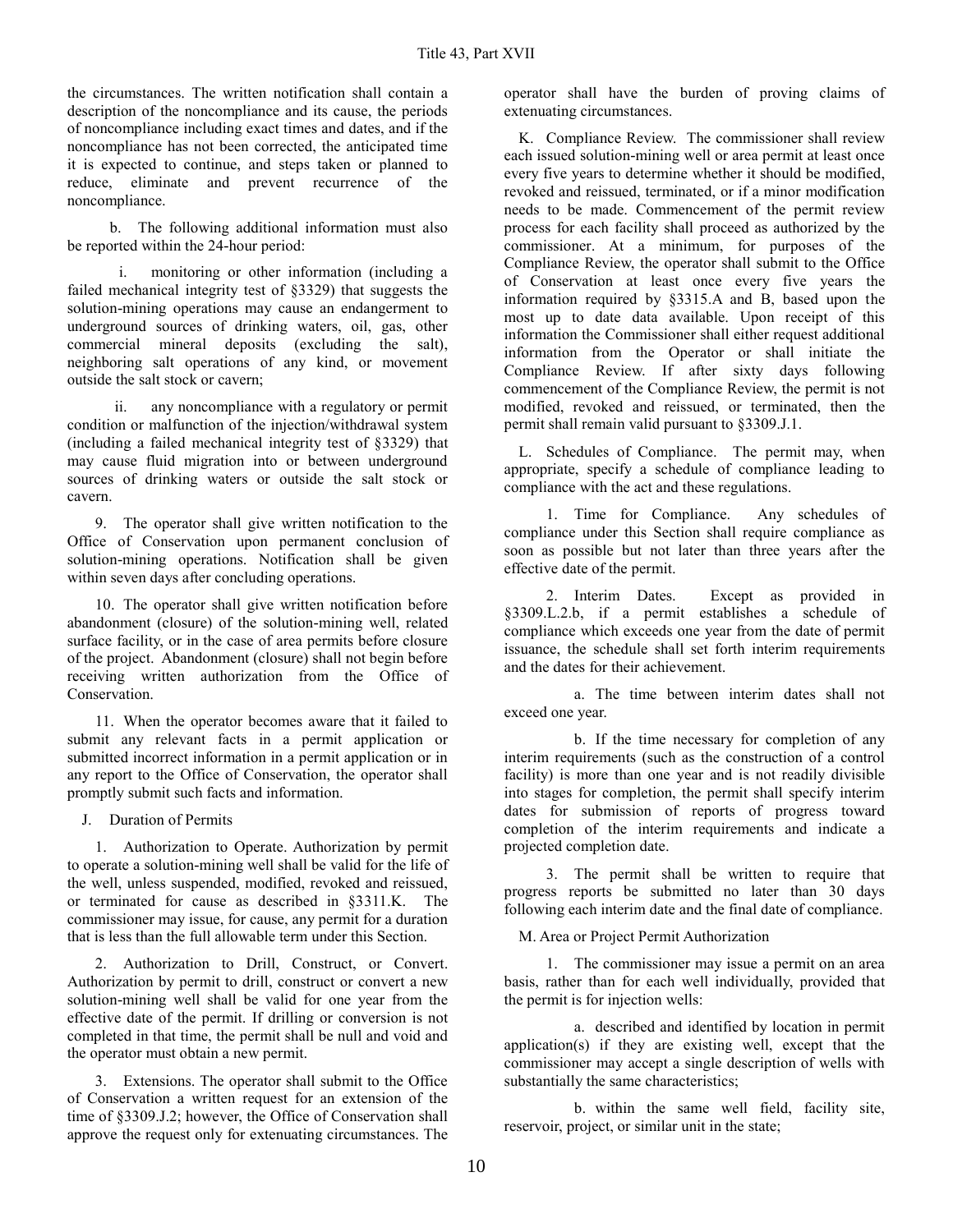the circumstances. The written notification shall contain a description of the noncompliance and its cause, the periods of noncompliance including exact times and dates, and if the noncompliance has not been corrected, the anticipated time it is expected to continue, and steps taken or planned to reduce, eliminate and prevent recurrence of the noncompliance.

b. The following additional information must also be reported within the 24-hour period:

i. monitoring or other information (including a failed mechanical integrity test of §3329) that suggests the solution-mining operations may cause an endangerment to underground sources of drinking waters, oil, gas, other commercial mineral deposits (excluding the salt), neighboring salt operations of any kind, or movement outside the salt stock or cavern;

ii. any noncompliance with a regulatory or permit condition or malfunction of the injection/withdrawal system (including a failed mechanical integrity test of §3329) that may cause fluid migration into or between underground sources of drinking waters or outside the salt stock or cavern.

9. The operator shall give written notification to the Office of Conservation upon permanent conclusion of solution-mining operations. Notification shall be given within seven days after concluding operations.

10. The operator shall give written notification before abandonment (closure) of the solution-mining well, related surface facility, or in the case of area permits before closure of the project. Abandonment (closure) shall not begin before receiving written authorization from the Office of Conservation.

11. When the operator becomes aware that it failed to submit any relevant facts in a permit application or submitted incorrect information in a permit application or in any report to the Office of Conservation, the operator shall promptly submit such facts and information.

J. Duration of Permits

1. Authorization to Operate. Authorization by permit to operate a solution-mining well shall be valid for the life of the well, unless suspended, modified, revoked and reissued, or terminated for cause as described in §3311.K. The commissioner may issue, for cause, any permit for a duration that is less than the full allowable term under this Section.

2. Authorization to Drill, Construct, or Convert. Authorization by permit to drill, construct or convert a new solution-mining well shall be valid for one year from the effective date of the permit. If drilling or conversion is not completed in that time, the permit shall be null and void and the operator must obtain a new permit.

3. Extensions. The operator shall submit to the Office of Conservation a written request for an extension of the time of §3309.J.2; however, the Office of Conservation shall approve the request only for extenuating circumstances. The operator shall have the burden of proving claims of extenuating circumstances.

K. Compliance Review. The commissioner shall review each issued solution-mining well or area permit at least once every five years to determine whether it should be modified, revoked and reissued, terminated, or if a minor modification needs to be made. Commencement of the permit review process for each facility shall proceed as authorized by the commissioner. At a minimum, for purposes of the Compliance Review, the operator shall submit to the Office of Conservation at least once every five years the information required by §3315.A and B, based upon the most up to date data available. Upon receipt of this information the Commissioner shall either request additional information from the Operator or shall initiate the Compliance Review. If after sixty days following commencement of the Compliance Review, the permit is not modified, revoked and reissued, or terminated, then the permit shall remain valid pursuant to §3309.J.1.

L. Schedules of Compliance. The permit may, when appropriate, specify a schedule of compliance leading to compliance with the act and these regulations.

1. Time for Compliance. Any schedules of compliance under this Section shall require compliance as soon as possible but not later than three years after the effective date of the permit.

2. Interim Dates. Except as provided in §3309.L.2.b, if a permit establishes a schedule of compliance which exceeds one year from the date of permit issuance, the schedule shall set forth interim requirements and the dates for their achievement.

a. The time between interim dates shall not exceed one year.

b. If the time necessary for completion of any interim requirements (such as the construction of a control facility) is more than one year and is not readily divisible into stages for completion, the permit shall specify interim dates for submission of reports of progress toward completion of the interim requirements and indicate a projected completion date.

3. The permit shall be written to require that progress reports be submitted no later than 30 days following each interim date and the final date of compliance.

M. Area or Project Permit Authorization

1. The commissioner may issue a permit on an area basis, rather than for each well individually, provided that the permit is for injection wells:

a. described and identified by location in permit application(s) if they are existing well, except that the commissioner may accept a single description of wells with substantially the same characteristics;

b. within the same well field, facility site, reservoir, project, or similar unit in the state;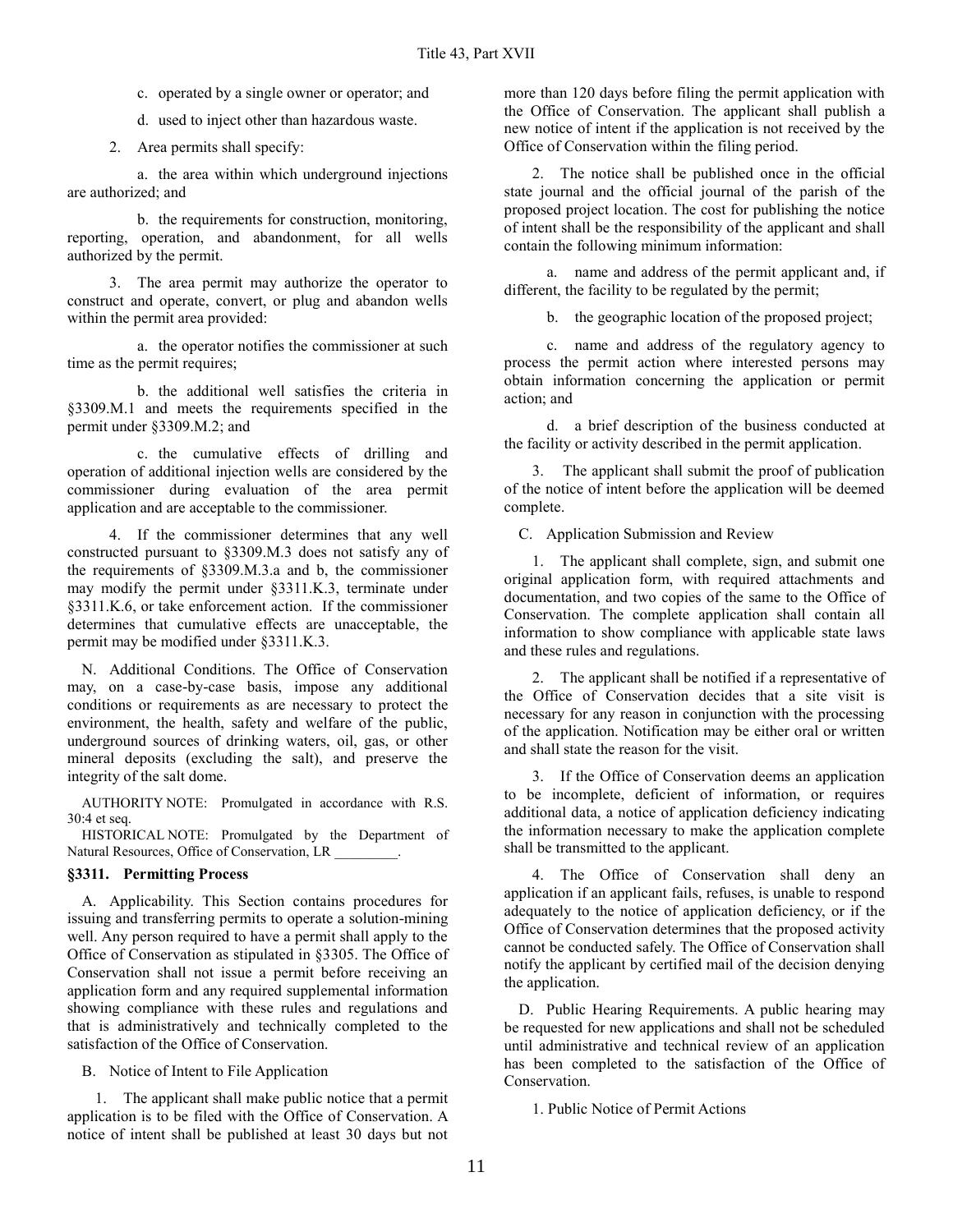c. operated by a single owner or operator; and

d. used to inject other than hazardous waste.

2. Area permits shall specify:

a. the area within which underground injections are authorized; and

b. the requirements for construction, monitoring, reporting, operation, and abandonment, for all wells authorized by the permit.

3. The area permit may authorize the operator to construct and operate, convert, or plug and abandon wells within the permit area provided:

a. the operator notifies the commissioner at such time as the permit requires;

b. the additional well satisfies the criteria in §3309.M.1 and meets the requirements specified in the permit under §3309.M.2; and

c. the cumulative effects of drilling and operation of additional injection wells are considered by the commissioner during evaluation of the area permit application and are acceptable to the commissioner.

4. If the commissioner determines that any well constructed pursuant to §3309.M.3 does not satisfy any of the requirements of §3309.M.3.a and b, the commissioner may modify the permit under §3311.K.3, terminate under §3311.K.6, or take enforcement action. If the commissioner determines that cumulative effects are unacceptable, the permit may be modified under §3311.K.3.

N. Additional Conditions. The Office of Conservation may, on a case-by-case basis, impose any additional conditions or requirements as are necessary to protect the environment, the health, safety and welfare of the public, underground sources of drinking waters, oil, gas, or other mineral deposits (excluding the salt), and preserve the integrity of the salt dome.

AUTHORITY NOTE: Promulgated in accordance with R.S. 30:4 et seq.

HISTORICAL NOTE: Promulgated by the Department of Natural Resources, Office of Conservation, LR _________.

### §3311. Permitting Process

A. Applicability. This Section contains procedures for issuing and transferring permits to operate a solution-mining well. Any person required to have a permit shall apply to the Office of Conservation as stipulated in §3305. The Office of Conservation shall not issue a permit before receiving an application form and any required supplemental information showing compliance with these rules and regulations and that is administratively and technically completed to the satisfaction of the Office of Conservation.

B. Notice of Intent to File Application

1. The applicant shall make public notice that a permit application is to be filed with the Office of Conservation. A notice of intent shall be published at least 30 days but not more than 120 days before filing the permit application with the Office of Conservation. The applicant shall publish a new notice of intent if the application is not received by the Office of Conservation within the filing period.

2. The notice shall be published once in the official state journal and the official journal of the parish of the proposed project location. The cost for publishing the notice of intent shall be the responsibility of the applicant and shall contain the following minimum information:

a. name and address of the permit applicant and, if different, the facility to be regulated by the permit;

b. the geographic location of the proposed project;

c. name and address of the regulatory agency to process the permit action where interested persons may obtain information concerning the application or permit action; and

d. a brief description of the business conducted at the facility or activity described in the permit application.

3. The applicant shall submit the proof of publication of the notice of intent before the application will be deemed complete.

C. Application Submission and Review

1. The applicant shall complete, sign, and submit one original application form, with required attachments and documentation, and two copies of the same to the Office of Conservation. The complete application shall contain all information to show compliance with applicable state laws and these rules and regulations.

2. The applicant shall be notified if a representative of the Office of Conservation decides that a site visit is necessary for any reason in conjunction with the processing of the application. Notification may be either oral or written and shall state the reason for the visit.

3. If the Office of Conservation deems an application to be incomplete, deficient of information, or requires additional data, a notice of application deficiency indicating the information necessary to make the application complete shall be transmitted to the applicant.

4. The Office of Conservation shall deny an application if an applicant fails, refuses, is unable to respond adequately to the notice of application deficiency, or if the Office of Conservation determines that the proposed activity cannot be conducted safely. The Office of Conservation shall notify the applicant by certified mail of the decision denying the application.

D. Public Hearing Requirements. A public hearing may be requested for new applications and shall not be scheduled until administrative and technical review of an application has been completed to the satisfaction of the Office of Conservation.

1. Public Notice of Permit Actions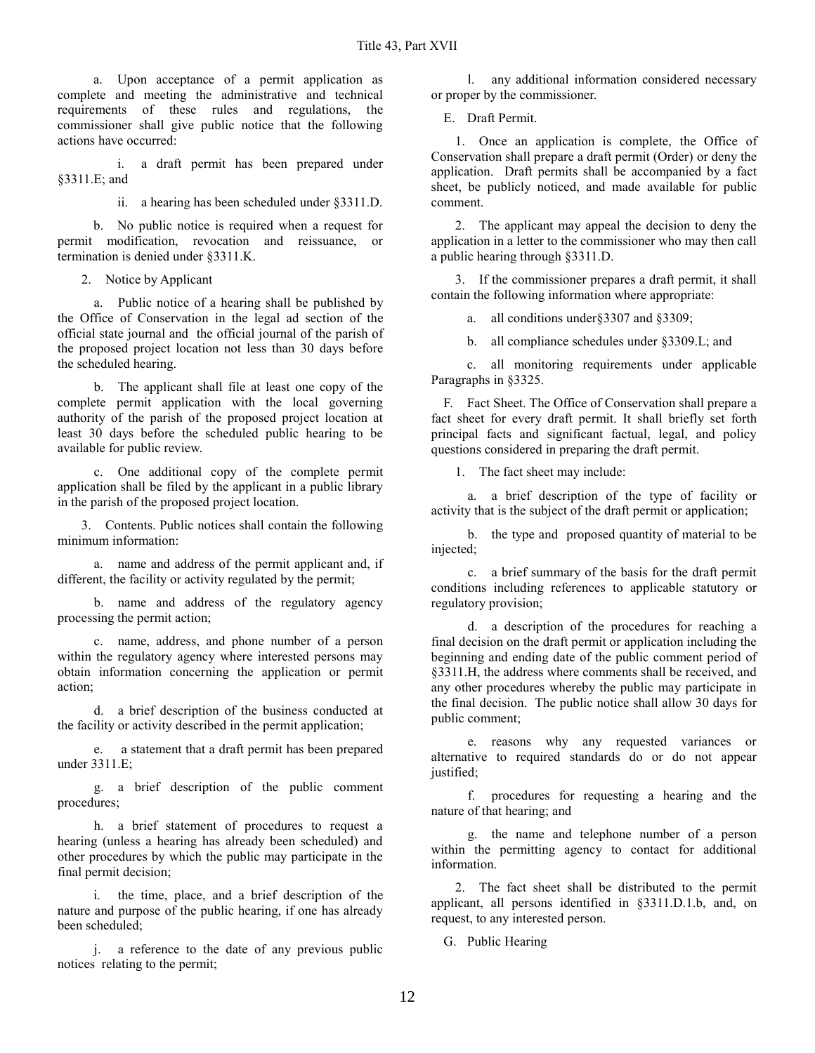a. Upon acceptance of a permit application as complete and meeting the administrative and technical requirements of these rules and regulations, the commissioner shall give public notice that the following actions have occurred:

i. a draft permit has been prepared under §3311.E; and

ii. a hearing has been scheduled under §3311.D.

b. No public notice is required when a request for permit modification, revocation and reissuance, or termination is denied under §3311.K.

2. Notice by Applicant

a. Public notice of a hearing shall be published by the Office of Conservation in the legal ad section of the official state journal and the official journal of the parish of the proposed project location not less than 30 days before the scheduled hearing.

b. The applicant shall file at least one copy of the complete permit application with the local governing authority of the parish of the proposed project location at least 30 days before the scheduled public hearing to be available for public review.

c. One additional copy of the complete permit application shall be filed by the applicant in a public library in the parish of the proposed project location.

3. Contents. Public notices shall contain the following minimum information:

a. name and address of the permit applicant and, if different, the facility or activity regulated by the permit;

b. name and address of the regulatory agency processing the permit action;

c. name, address, and phone number of a person within the regulatory agency where interested persons may obtain information concerning the application or permit action;

d. a brief description of the business conducted at the facility or activity described in the permit application;

e. a statement that a draft permit has been prepared under 3311.E;

g. a brief description of the public comment procedures;

h. a brief statement of procedures to request a hearing (unless a hearing has already been scheduled) and other procedures by which the public may participate in the final permit decision;

i. the time, place, and a brief description of the nature and purpose of the public hearing, if one has already been scheduled;

j. a reference to the date of any previous public notices relating to the permit;

l. any additional information considered necessary or proper by the commissioner.

E. Draft Permit.

1. Once an application is complete, the Office of Conservation shall prepare a draft permit (Order) or deny the application. Draft permits shall be accompanied by a fact sheet, be publicly noticed, and made available for public comment.

2. The applicant may appeal the decision to deny the application in a letter to the commissioner who may then call a public hearing through §3311.D.

3. If the commissioner prepares a draft permit, it shall contain the following information where appropriate:

a. all conditions under§3307 and §3309;

b. all compliance schedules under §3309.L; and

c. all monitoring requirements under applicable Paragraphs in §3325.

F. Fact Sheet. The Office of Conservation shall prepare a fact sheet for every draft permit. It shall briefly set forth principal facts and significant factual, legal, and policy questions considered in preparing the draft permit.

1. The fact sheet may include:

a. a brief description of the type of facility or activity that is the subject of the draft permit or application;

b. the type and proposed quantity of material to be injected;

c. a brief summary of the basis for the draft permit conditions including references to applicable statutory or regulatory provision;

d. a description of the procedures for reaching a final decision on the draft permit or application including the beginning and ending date of the public comment period of §3311.H, the address where comments shall be received, and any other procedures whereby the public may participate in the final decision. The public notice shall allow 30 days for public comment;

e. reasons why any requested variances or alternative to required standards do or do not appear justified;

f. procedures for requesting a hearing and the nature of that hearing; and

g. the name and telephone number of a person within the permitting agency to contact for additional information.

2. The fact sheet shall be distributed to the permit applicant, all persons identified in §3311.D.1.b, and, on request, to any interested person.

G. Public Hearing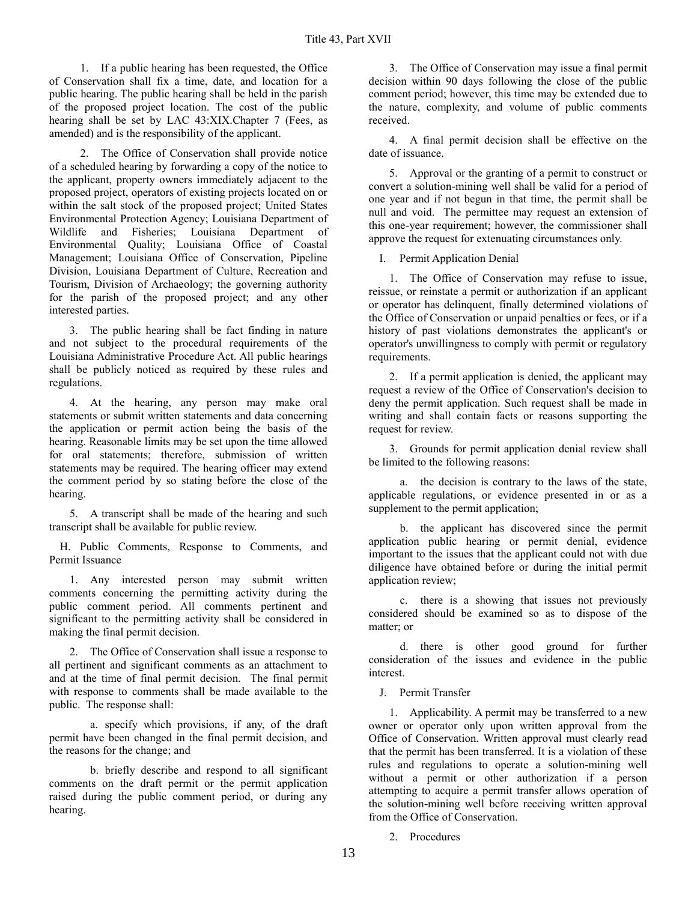1. If a public hearing has been requested, the Office of Conservation shall fix a time, date, and location for a public hearing. The public hearing shall be held in the parish of the proposed project location. The cost of the public hearing shall be set by LAC 43:XIX.Chapter 7 (Fees, as amended) and is the responsibility of the applicant.

2. The Office of Conservation shall provide notice of a scheduled hearing by forwarding a copy of the notice to the applicant, property owners immediately adjacent to the proposed project, operators of existing projects located on or within the salt stock of the proposed project; United States Environmental Protection Agency; Louisiana Department of Wildlife and Fisheries; Louisiana Department of Environmental Quality; Louisiana Office of Coastal Management; Louisiana Office of Conservation, Pipeline Division, Louisiana Department of Culture, Recreation and Tourism, Division of Archaeology; the governing authority for the parish of the proposed project; and any other interested parties.

3. The public hearing shall be fact finding in nature and not subject to the procedural requirements of the Louisiana Administrative Procedure Act. All public hearings shall be publicly noticed as required by these rules and regulations.

4. At the hearing, any person may make oral statements or submit written statements and data concerning the application or permit action being the basis of the hearing. Reasonable limits may be set upon the time allowed for oral statements; therefore, submission of written statements may be required. The hearing officer may extend the comment period by so stating before the close of the hearing.

5. A transcript shall be made of the hearing and such transcript shall be available for public review.

H. Public Comments, Response to Comments, and Permit Issuance

1. Any interested person may submit written comments concerning the permitting activity during the public comment period. All comments pertinent and significant to the permitting activity shall be considered in making the final permit decision.

2. The Office of Conservation shall issue a response to all pertinent and significant comments as an attachment to and at the time of final permit decision. The final permit with response to comments shall be made available to the public. The response shall:

a. specify which provisions, if any, of the draft permit have been changed in the final permit decision, and the reasons for the change; and

b. briefly describe and respond to all significant comments on the draft permit or the permit application raised during the public comment period, or during any hearing.

3. The Office of Conservation may issue a final permit decision within 90 days following the close of the public comment period; however, this time may be extended due to the nature, complexity, and volume of public comments received.

4. A final permit decision shall be effective on the date of issuance.

5. Approval or the granting of a permit to construct or convert a solution-mining well shall be valid for a period of one year and if not begun in that time, the permit shall be null and void. The permittee may request an extension of this one-year requirement; however, the commissioner shall approve the request for extenuating circumstances only.

I. Permit Application Denial

1. The Office of Conservation may refuse to issue, reissue, or reinstate a permit or authorization if an applicant or operator has delinquent, finally determined violations of the Office of Conservation or unpaid penalties or fees, or if a history of past violations demonstrates the applicant's or operator's unwillingness to comply with permit or regulatory requirements.

2. If a permit application is denied, the applicant may request a review of the Office of Conservation's decision to deny the permit application. Such request shall be made in writing and shall contain facts or reasons supporting the request for review.

3. Grounds for permit application denial review shall be limited to the following reasons:

a. the decision is contrary to the laws of the state, applicable regulations, or evidence presented in or as a supplement to the permit application;

b. the applicant has discovered since the permit application public hearing or permit denial, evidence important to the issues that the applicant could not with due diligence have obtained before or during the initial permit application review;

c. there is a showing that issues not previously considered should be examined so as to dispose of the matter; or

d. there is other good ground for further consideration of the issues and evidence in the public interest.

J. Permit Transfer

1. Applicability. A permit may be transferred to a new owner or operator only upon written approval from the Office of Conservation. Written approval must clearly read that the permit has been transferred. It is a violation of these rules and regulations to operate a solution-mining well without a permit or other authorization if a person attempting to acquire a permit transfer allows operation of the solution-mining well before receiving written approval from the Office of Conservation.

2. Procedures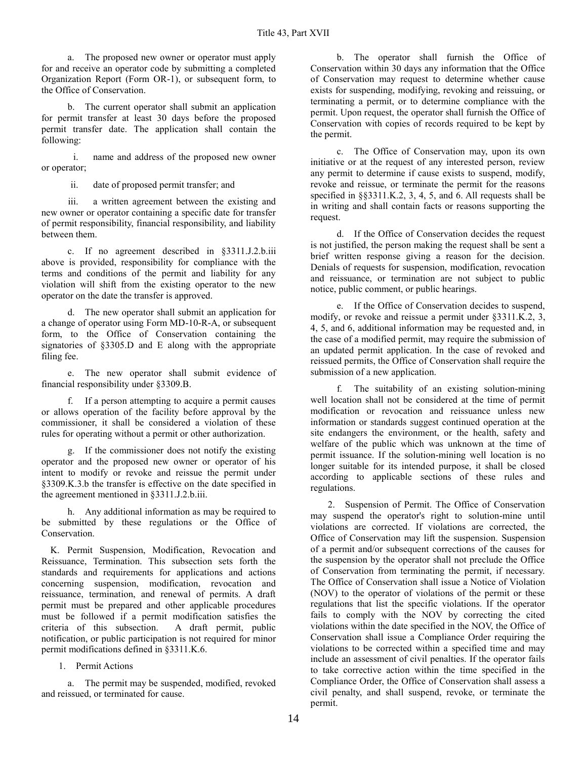a. The proposed new owner or operator must apply for and receive an operator code by submitting a completed Organization Report (Form OR-1), or subsequent form, to the Office of Conservation.

b. The current operator shall submit an application for permit transfer at least 30 days before the proposed permit transfer date. The application shall contain the following:

i. name and address of the proposed new owner or operator;

ii. date of proposed permit transfer; and

iii. a written agreement between the existing and new owner or operator containing a specific date for transfer of permit responsibility, financial responsibility, and liability between them.

c. If no agreement described in §3311.J.2.b.iii above is provided, responsibility for compliance with the terms and conditions of the permit and liability for any violation will shift from the existing operator to the new operator on the date the transfer is approved.

d. The new operator shall submit an application for a change of operator using Form MD-10-R-A, or subsequent form, to the Office of Conservation containing the signatories of §3305.D and E along with the appropriate filing fee.

e. The new operator shall submit evidence of financial responsibility under §3309.B.

f. If a person attempting to acquire a permit causes or allows operation of the facility before approval by the commissioner, it shall be considered a violation of these rules for operating without a permit or other authorization.

g. If the commissioner does not notify the existing operator and the proposed new owner or operator of his intent to modify or revoke and reissue the permit under §3309.K.3.b the transfer is effective on the date specified in the agreement mentioned in §3311.J.2.b.iii.

h. Any additional information as may be required to be submitted by these regulations or the Office of Conservation.

K. Permit Suspension, Modification, Revocation and Reissuance, Termination. This subsection sets forth the standards and requirements for applications and actions concerning suspension, modification, revocation and reissuance, termination, and renewal of permits. A draft permit must be prepared and other applicable procedures must be followed if a permit modification satisfies the criteria of this subsection. A draft permit, public notification, or public participation is not required for minor permit modifications defined in §3311.K.6.

1. Permit Actions

a. The permit may be suspended, modified, revoked and reissued, or terminated for cause.

b. The operator shall furnish the Office of Conservation within 30 days any information that the Office of Conservation may request to determine whether cause exists for suspending, modifying, revoking and reissuing, or terminating a permit, or to determine compliance with the permit. Upon request, the operator shall furnish the Office of Conservation with copies of records required to be kept by the permit.

c. The Office of Conservation may, upon its own initiative or at the request of any interested person, review any permit to determine if cause exists to suspend, modify, revoke and reissue, or terminate the permit for the reasons specified in §§3311.K.2, 3, 4, 5, and 6. All requests shall be in writing and shall contain facts or reasons supporting the request.

d. If the Office of Conservation decides the request is not justified, the person making the request shall be sent a brief written response giving a reason for the decision. Denials of requests for suspension, modification, revocation and reissuance, or termination are not subject to public notice, public comment, or public hearings.

e. If the Office of Conservation decides to suspend, modify, or revoke and reissue a permit under §3311.K.2, 3, 4, 5, and 6, additional information may be requested and, in the case of a modified permit, may require the submission of an updated permit application. In the case of revoked and reissued permits, the Office of Conservation shall require the submission of a new application.

f. The suitability of an existing solution-mining well location shall not be considered at the time of permit modification or revocation and reissuance unless new information or standards suggest continued operation at the site endangers the environment, or the health, safety and welfare of the public which was unknown at the time of permit issuance. If the solution-mining well location is no longer suitable for its intended purpose, it shall be closed according to applicable sections of these rules and regulations.

2. Suspension of Permit. The Office of Conservation may suspend the operator's right to solution-mine until violations are corrected. If violations are corrected, the Office of Conservation may lift the suspension. Suspension of a permit and/or subsequent corrections of the causes for the suspension by the operator shall not preclude the Office of Conservation from terminating the permit, if necessary. The Office of Conservation shall issue a Notice of Violation (NOV) to the operator of violations of the permit or these regulations that list the specific violations. If the operator fails to comply with the NOV by correcting the cited violations within the date specified in the NOV, the Office of Conservation shall issue a Compliance Order requiring the violations to be corrected within a specified time and may include an assessment of civil penalties. If the operator fails to take corrective action within the time specified in the Compliance Order, the Office of Conservation shall assess a civil penalty, and shall suspend, revoke, or terminate the permit.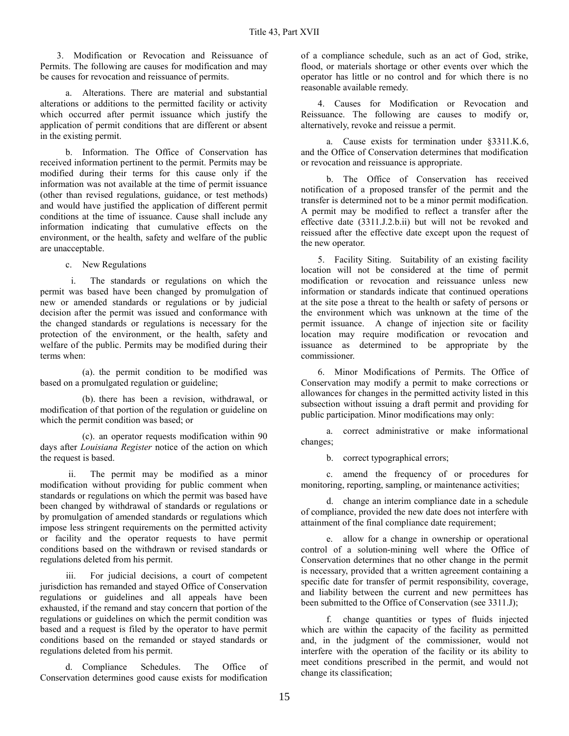3. Modification or Revocation and Reissuance of Permits. The following are causes for modification and may be causes for revocation and reissuance of permits.

a. Alterations. There are material and substantial alterations or additions to the permitted facility or activity which occurred after permit issuance which justify the application of permit conditions that are different or absent in the existing permit.

b. Information. The Office of Conservation has received information pertinent to the permit. Permits may be modified during their terms for this cause only if the information was not available at the time of permit issuance (other than revised regulations, guidance, or test methods) and would have justified the application of different permit conditions at the time of issuance. Cause shall include any information indicating that cumulative effects on the environment, or the health, safety and welfare of the public are unacceptable.

c. New Regulations

i. The standards or regulations on which the permit was based have been changed by promulgation of new or amended standards or regulations or by judicial decision after the permit was issued and conformance with the changed standards or regulations is necessary for the protection of the environment, or the health, safety and welfare of the public. Permits may be modified during their terms when:

(a). the permit condition to be modified was based on a promulgated regulation or guideline;

(b). there has been a revision, withdrawal, or modification of that portion of the regulation or guideline on which the permit condition was based; or

(c). an operator requests modification within 90 days after *Louisiana Register* notice of the action on which the request is based.

ii. The permit may be modified as a minor modification without providing for public comment when standards or regulations on which the permit was based have been changed by withdrawal of standards or regulations or by promulgation of amended standards or regulations which impose less stringent requirements on the permitted activity or facility and the operator requests to have permit conditions based on the withdrawn or revised standards or regulations deleted from his permit.

iii. For judicial decisions, a court of competent jurisdiction has remanded and stayed Office of Conservation regulations or guidelines and all appeals have been exhausted, if the remand and stay concern that portion of the regulations or guidelines on which the permit condition was based and a request is filed by the operator to have permit conditions based on the remanded or stayed standards or regulations deleted from his permit.

d. Compliance Schedules. The Office of Conservation determines good cause exists for modification of a compliance schedule, such as an act of God, strike, flood, or materials shortage or other events over which the operator has little or no control and for which there is no reasonable available remedy.

4. Causes for Modification or Revocation and Reissuance. The following are causes to modify or, alternatively, revoke and reissue a permit.

a. Cause exists for termination under §3311.K.6, and the Office of Conservation determines that modification or revocation and reissuance is appropriate.

b. The Office of Conservation has received notification of a proposed transfer of the permit and the transfer is determined not to be a minor permit modification. A permit may be modified to reflect a transfer after the effective date (3311.J.2.b.ii) but will not be revoked and reissued after the effective date except upon the request of the new operator.

5. Facility Siting. Suitability of an existing facility location will not be considered at the time of permit modification or revocation and reissuance unless new information or standards indicate that continued operations at the site pose a threat to the health or safety of persons or the environment which was unknown at the time of the permit issuance. A change of injection site or facility location may require modification or revocation and issuance as determined to be appropriate by the commissioner.

6. Minor Modifications of Permits. The Office of Conservation may modify a permit to make corrections or allowances for changes in the permitted activity listed in this subsection without issuing a draft permit and providing for public participation. Minor modifications may only:

a. correct administrative or make informational changes;

b. correct typographical errors;

c. amend the frequency of or procedures for monitoring, reporting, sampling, or maintenance activities;

d. change an interim compliance date in a schedule of compliance, provided the new date does not interfere with attainment of the final compliance date requirement;

e. allow for a change in ownership or operational control of a solution-mining well where the Office of Conservation determines that no other change in the permit is necessary, provided that a written agreement containing a specific date for transfer of permit responsibility, coverage, and liability between the current and new permittees has been submitted to the Office of Conservation (see 3311.J);

f. change quantities or types of fluids injected which are within the capacity of the facility as permitted and, in the judgment of the commissioner, would not interfere with the operation of the facility or its ability to meet conditions prescribed in the permit, and would not change its classification;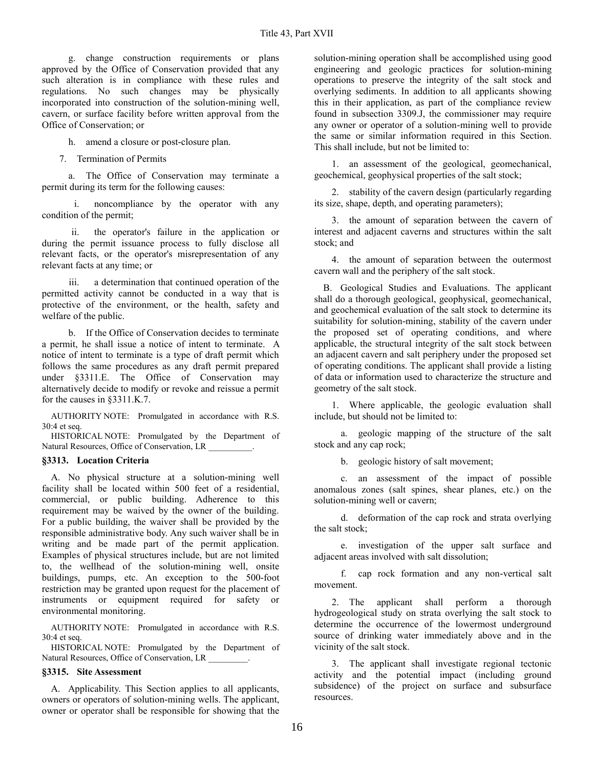g. change construction requirements or plans approved by the Office of Conservation provided that any such alteration is in compliance with these rules and regulations. No such changes may be physically incorporated into construction of the solution-mining well, cavern, or surface facility before written approval from the Office of Conservation; or

h. amend a closure or post-closure plan.

7. Termination of Permits

a. The Office of Conservation may terminate a permit during its term for the following causes:

i. noncompliance by the operator with any condition of the permit;

ii. the operator's failure in the application or during the permit issuance process to fully disclose all relevant facts, or the operator's misrepresentation of any relevant facts at any time; or

iii. a determination that continued operation of the permitted activity cannot be conducted in a way that is protective of the environment, or the health, safety and welfare of the public.

b. If the Office of Conservation decides to terminate a permit, he shall issue a notice of intent to terminate. A notice of intent to terminate is a type of draft permit which follows the same procedures as any draft permit prepared under §3311.E. The Office of Conservation may alternatively decide to modify or revoke and reissue a permit for the causes in §3311.K.7.

AUTHORITY NOTE: Promulgated in accordance with R.S. 30:4 et seq.

HISTORICAL NOTE: Promulgated by the Department of Natural Resources, Office of Conservation, LR __________.

### §3313. Location Criteria

A. No physical structure at a solution-mining well facility shall be located within 500 feet of a residential, commercial, or public building. Adherence to this requirement may be waived by the owner of the building. For a public building, the waiver shall be provided by the responsible administrative body. Any such waiver shall be in writing and be made part of the permit application. Examples of physical structures include, but are not limited to, the wellhead of the solution-mining well, onsite buildings, pumps, etc. An exception to the 500-foot restriction may be granted upon request for the placement of instruments or equipment required for safety or environmental monitoring.

AUTHORITY NOTE: Promulgated in accordance with R.S. 30:4 et seq.

HISTORICAL NOTE: Promulgated by the Department of Natural Resources, Office of Conservation, LR _________.

### §3315. Site Assessment

A. Applicability. This Section applies to all applicants, owners or operators of solution-mining wells. The applicant, owner or operator shall be responsible for showing that the solution-mining operation shall be accomplished using good engineering and geologic practices for solution-mining operations to preserve the integrity of the salt stock and overlying sediments. In addition to all applicants showing this in their application, as part of the compliance review found in subsection 3309.J, the commissioner may require any owner or operator of a solution-mining well to provide the same or similar information required in this Section. This shall include, but not be limited to:

1. an assessment of the geological, geomechanical, geochemical, geophysical properties of the salt stock;

2. stability of the cavern design (particularly regarding its size, shape, depth, and operating parameters);

3. the amount of separation between the cavern of interest and adjacent caverns and structures within the salt stock; and

4. the amount of separation between the outermost cavern wall and the periphery of the salt stock.

B. Geological Studies and Evaluations. The applicant shall do a thorough geological, geophysical, geomechanical, and geochemical evaluation of the salt stock to determine its suitability for solution-mining, stability of the cavern under the proposed set of operating conditions, and where applicable, the structural integrity of the salt stock between an adjacent cavern and salt periphery under the proposed set of operating conditions. The applicant shall provide a listing of data or information used to characterize the structure and geometry of the salt stock.

1. Where applicable, the geologic evaluation shall include, but should not be limited to:

a. geologic mapping of the structure of the salt stock and any cap rock;

b. geologic history of salt movement;

c. an assessment of the impact of possible anomalous zones (salt spines, shear planes, etc.) on the solution-mining well or cavern;

d. deformation of the cap rock and strata overlying the salt stock;

e. investigation of the upper salt surface and adjacent areas involved with salt dissolution;

f. cap rock formation and any non-vertical salt movement.

2. The applicant shall perform a thorough hydrogeological study on strata overlying the salt stock to determine the occurrence of the lowermost underground source of drinking water immediately above and in the vicinity of the salt stock.

3. The applicant shall investigate regional tectonic activity and the potential impact (including ground subsidence) of the project on surface and subsurface resources.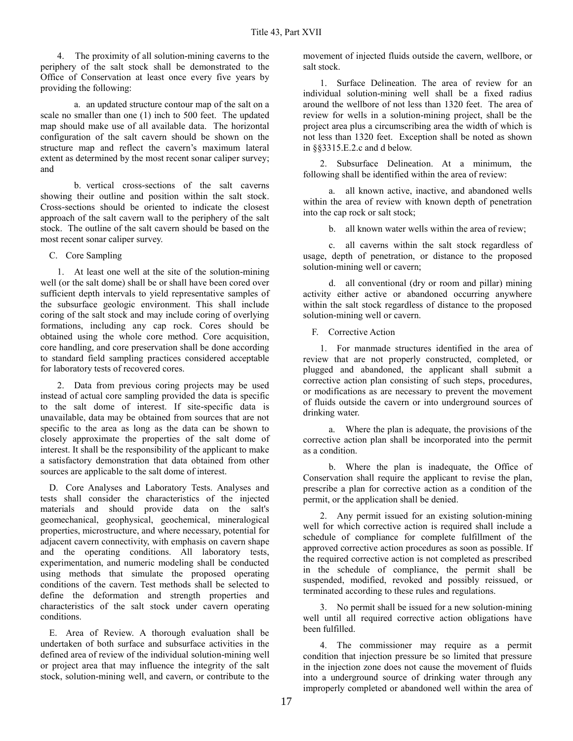4. The proximity of all solution-mining caverns to the periphery of the salt stock shall be demonstrated to the Office of Conservation at least once every five years by providing the following:

a. an updated structure contour map of the salt on a scale no smaller than one (1) inch to 500 feet. The updated map should make use of all available data. The horizontal configuration of the salt cavern should be shown on the structure map and reflect the cavern's maximum lateral extent as determined by the most recent sonar caliper survey; and

b. vertical cross-sections of the salt caverns showing their outline and position within the salt stock. Cross-sections should be oriented to indicate the closest approach of the salt cavern wall to the periphery of the salt stock. The outline of the salt cavern should be based on the most recent sonar caliper survey.

C. Core Sampling

1. At least one well at the site of the solution-mining well (or the salt dome) shall be or shall have been cored over sufficient depth intervals to yield representative samples of the subsurface geologic environment. This shall include coring of the salt stock and may include coring of overlying formations, including any cap rock. Cores should be obtained using the whole core method. Core acquisition, core handling, and core preservation shall be done according to standard field sampling practices considered acceptable for laboratory tests of recovered cores.

2. Data from previous coring projects may be used instead of actual core sampling provided the data is specific to the salt dome of interest. If site-specific data is unavailable, data may be obtained from sources that are not specific to the area as long as the data can be shown to closely approximate the properties of the salt dome of interest. It shall be the responsibility of the applicant to make a satisfactory demonstration that data obtained from other sources are applicable to the salt dome of interest.

D. Core Analyses and Laboratory Tests. Analyses and tests shall consider the characteristics of the injected materials and should provide data on the salt's geomechanical, geophysical, geochemical, mineralogical properties, microstructure, and where necessary, potential for adjacent cavern connectivity, with emphasis on cavern shape and the operating conditions. All laboratory tests, experimentation, and numeric modeling shall be conducted using methods that simulate the proposed operating conditions of the cavern. Test methods shall be selected to define the deformation and strength properties and characteristics of the salt stock under cavern operating conditions.

E. Area of Review. A thorough evaluation shall be undertaken of both surface and subsurface activities in the defined area of review of the individual solution-mining well or project area that may influence the integrity of the salt stock, solution-mining well, and cavern, or contribute to the movement of injected fluids outside the cavern, wellbore, or salt stock.

1. Surface Delineation. The area of review for an individual solution-mining well shall be a fixed radius around the wellbore of not less than 1320 feet. The area of review for wells in a solution-mining project, shall be the project area plus a circumscribing area the width of which is not less than 1320 feet. Exception shall be noted as shown in §§3315.E.2.c and d below.

2. Subsurface Delineation. At a minimum, the following shall be identified within the area of review:

a. all known active, inactive, and abandoned wells within the area of review with known depth of penetration into the cap rock or salt stock;

b. all known water wells within the area of review;

c. all caverns within the salt stock regardless of usage, depth of penetration, or distance to the proposed solution-mining well or cavern;

d. all conventional (dry or room and pillar) mining activity either active or abandoned occurring anywhere within the salt stock regardless of distance to the proposed solution-mining well or cavern.

F. Corrective Action

1. For manmade structures identified in the area of review that are not properly constructed, completed, or plugged and abandoned, the applicant shall submit a corrective action plan consisting of such steps, procedures, or modifications as are necessary to prevent the movement of fluids outside the cavern or into underground sources of drinking water.

a. Where the plan is adequate, the provisions of the corrective action plan shall be incorporated into the permit as a condition.

b. Where the plan is inadequate, the Office of Conservation shall require the applicant to revise the plan, prescribe a plan for corrective action as a condition of the permit, or the application shall be denied.

2. Any permit issued for an existing solution-mining well for which corrective action is required shall include a schedule of compliance for complete fulfillment of the approved corrective action procedures as soon as possible. If the required corrective action is not completed as prescribed in the schedule of compliance, the permit shall be suspended, modified, revoked and possibly reissued, or terminated according to these rules and regulations.

3. No permit shall be issued for a new solution-mining well until all required corrective action obligations have been fulfilled.

4. The commissioner may require as a permit condition that injection pressure be so limited that pressure in the injection zone does not cause the movement of fluids into a underground source of drinking water through any improperly completed or abandoned well within the area of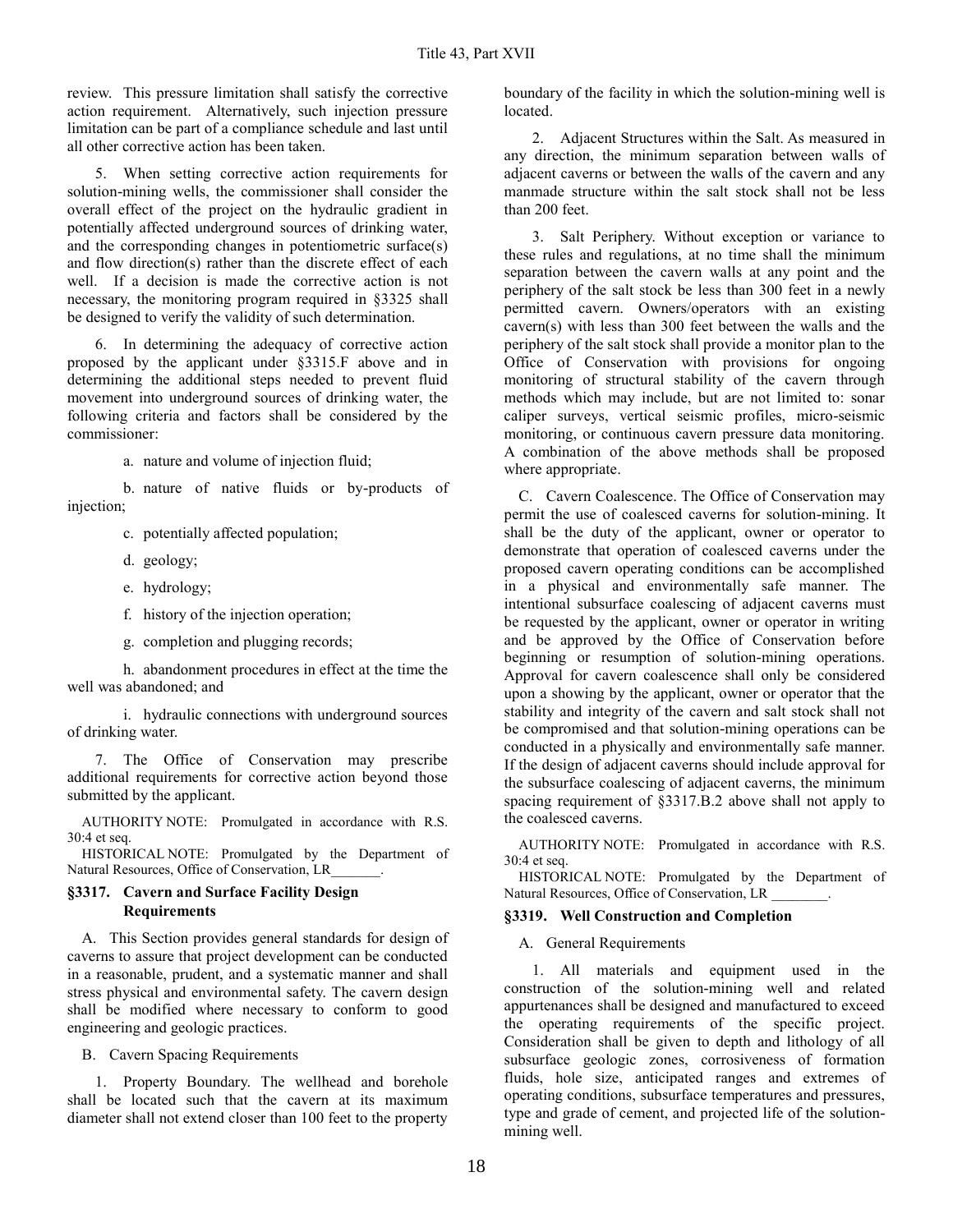review. This pressure limitation shall satisfy the corrective action requirement. Alternatively, such injection pressure limitation can be part of a compliance schedule and last until all other corrective action has been taken.

5. When setting corrective action requirements for solution-mining wells, the commissioner shall consider the overall effect of the project on the hydraulic gradient in potentially affected underground sources of drinking water, and the corresponding changes in potentiometric surface(s) and flow direction(s) rather than the discrete effect of each well. If a decision is made the corrective action is not necessary, the monitoring program required in §3325 shall be designed to verify the validity of such determination.

6. In determining the adequacy of corrective action proposed by the applicant under §3315.F above and in determining the additional steps needed to prevent fluid movement into underground sources of drinking water, the following criteria and factors shall be considered by the commissioner:

a. nature and volume of injection fluid;

b. nature of native fluids or by-products of injection;

c. potentially affected population;

d. geology;

e. hydrology;

f. history of the injection operation;

g. completion and plugging records;

h. abandonment procedures in effect at the time the well was abandoned; and

i. hydraulic connections with underground sources of drinking water.

7. The Office of Conservation may prescribe additional requirements for corrective action beyond those submitted by the applicant.

AUTHORITY NOTE: Promulgated in accordance with R.S. 30:4 et seq.

HISTORICAL NOTE: Promulgated by the Department of Natural Resources, Office of Conservation, LR_______.

### §3317. Cavern and Surface Facility Design Requirements

A. This Section provides general standards for design of caverns to assure that project development can be conducted in a reasonable, prudent, and a systematic manner and shall stress physical and environmental safety. The cavern design shall be modified where necessary to conform to good engineering and geologic practices.

B. Cavern Spacing Requirements

1. Property Boundary. The wellhead and borehole shall be located such that the cavern at its maximum diameter shall not extend closer than 100 feet to the property boundary of the facility in which the solution-mining well is located.

2. Adjacent Structures within the Salt. As measured in any direction, the minimum separation between walls of adjacent caverns or between the walls of the cavern and any manmade structure within the salt stock shall not be less than 200 feet.

3. Salt Periphery. Without exception or variance to these rules and regulations, at no time shall the minimum separation between the cavern walls at any point and the periphery of the salt stock be less than 300 feet in a newly permitted cavern. Owners/operators with an existing cavern(s) with less than 300 feet between the walls and the periphery of the salt stock shall provide a monitor plan to the Office of Conservation with provisions for ongoing monitoring of structural stability of the cavern through methods which may include, but are not limited to: sonar caliper surveys, vertical seismic profiles, micro-seismic monitoring, or continuous cavern pressure data monitoring. A combination of the above methods shall be proposed where appropriate.

C. Cavern Coalescence. The Office of Conservation may permit the use of coalesced caverns for solution-mining. It shall be the duty of the applicant, owner or operator to demonstrate that operation of coalesced caverns under the proposed cavern operating conditions can be accomplished in a physical and environmentally safe manner. The intentional subsurface coalescing of adjacent caverns must be requested by the applicant, owner or operator in writing and be approved by the Office of Conservation before beginning or resumption of solution-mining operations. Approval for cavern coalescence shall only be considered upon a showing by the applicant, owner or operator that the stability and integrity of the cavern and salt stock shall not be compromised and that solution-mining operations can be conducted in a physically and environmentally safe manner. If the design of adjacent caverns should include approval for the subsurface coalescing of adjacent caverns, the minimum spacing requirement of §3317.B.2 above shall not apply to the coalesced caverns.

AUTHORITY NOTE: Promulgated in accordance with R.S. 30:4 et seq.

HISTORICAL NOTE: Promulgated by the Department of Natural Resources, Office of Conservation, LR ________.

### §3319. Well Construction and Completion

A. General Requirements

1. All materials and equipment used in the construction of the solution-mining well and related appurtenances shall be designed and manufactured to exceed the operating requirements of the specific project. Consideration shall be given to depth and lithology of all subsurface geologic zones, corrosiveness of formation fluids, hole size, anticipated ranges and extremes of operating conditions, subsurface temperatures and pressures, type and grade of cement, and projected life of the solution-mining well.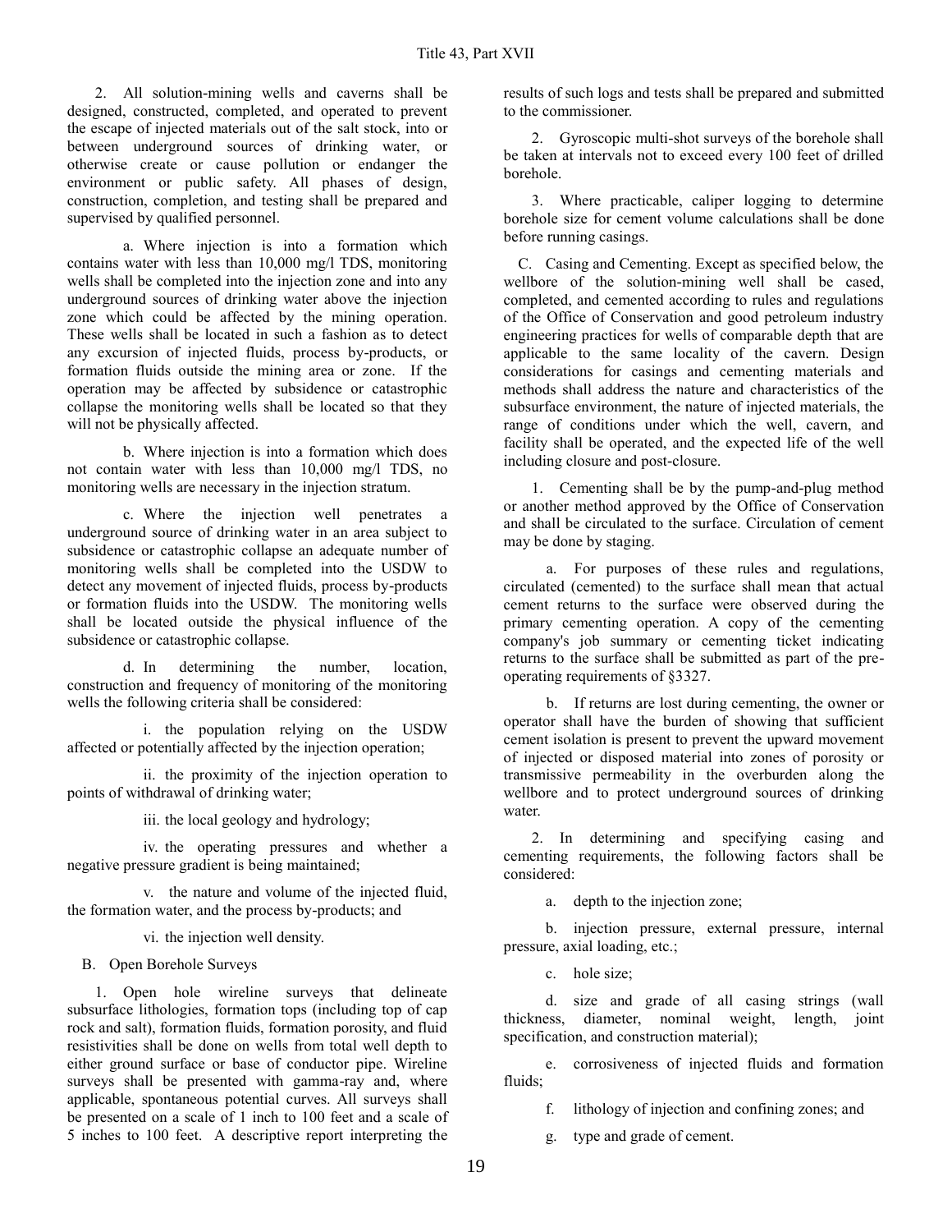2. All solution-mining wells and caverns shall be designed, constructed, completed, and operated to prevent the escape of injected materials out of the salt stock, into or between underground sources of drinking water, or otherwise create or cause pollution or endanger the environment or public safety. All phases of design, construction, completion, and testing shall be prepared and supervised by qualified personnel.

a. Where injection is into a formation which contains water with less than 10,000 mg/l TDS, monitoring wells shall be completed into the injection zone and into any underground sources of drinking water above the injection zone which could be affected by the mining operation. These wells shall be located in such a fashion as to detect any excursion of injected fluids, process by-products, or formation fluids outside the mining area or zone. If the operation may be affected by subsidence or catastrophic collapse the monitoring wells shall be located so that they will not be physically affected.

b. Where injection is into a formation which does not contain water with less than 10,000 mg/l TDS, no monitoring wells are necessary in the injection stratum.

c. Where the injection well penetrates a underground source of drinking water in an area subject to subsidence or catastrophic collapse an adequate number of monitoring wells shall be completed into the USDW to detect any movement of injected fluids, process by-products or formation fluids into the USDW. The monitoring wells shall be located outside the physical influence of the subsidence or catastrophic collapse.

d. In determining the number, location, construction and frequency of monitoring of the monitoring wells the following criteria shall be considered:

i. the population relying on the USDW affected or potentially affected by the injection operation;

ii. the proximity of the injection operation to points of withdrawal of drinking water;

iii. the local geology and hydrology;

iv. the operating pressures and whether a negative pressure gradient is being maintained;

v. the nature and volume of the injected fluid, the formation water, and the process by-products; and

vi. the injection well density.

B. Open Borehole Surveys

1. Open hole wireline surveys that delineate subsurface lithologies, formation tops (including top of cap rock and salt), formation fluids, formation porosity, and fluid resistivities shall be done on wells from total well depth to either ground surface or base of conductor pipe. Wireline surveys shall be presented with gamma-ray and, where applicable, spontaneous potential curves. All surveys shall be presented on a scale of 1 inch to 100 feet and a scale of 5 inches to 100 feet. A descriptive report interpreting the results of such logs and tests shall be prepared and submitted to the commissioner.

2. Gyroscopic multi-shot surveys of the borehole shall be taken at intervals not to exceed every 100 feet of drilled borehole.

3. Where practicable, caliper logging to determine borehole size for cement volume calculations shall be done before running casings.

C. Casing and Cementing. Except as specified below, the wellbore of the solution-mining well shall be cased, completed, and cemented according to rules and regulations of the Office of Conservation and good petroleum industry engineering practices for wells of comparable depth that are applicable to the same locality of the cavern. Design considerations for casings and cementing materials and methods shall address the nature and characteristics of the subsurface environment, the nature of injected materials, the range of conditions under which the well, cavern, and facility shall be operated, and the expected life of the well including closure and post-closure.

1. Cementing shall be by the pump-and-plug method or another method approved by the Office of Conservation and shall be circulated to the surface. Circulation of cement may be done by staging.

a. For purposes of these rules and regulations, circulated (cemented) to the surface shall mean that actual cement returns to the surface were observed during the primary cementing operation. A copy of the cementing company's job summary or cementing ticket indicating returns to the surface shall be submitted as part of the pre-operating requirements of §3327.

b. If returns are lost during cementing, the owner or operator shall have the burden of showing that sufficient cement isolation is present to prevent the upward movement of injected or disposed material into zones of porosity or transmissive permeability in the overburden along the wellbore and to protect underground sources of drinking water.

2. In determining and specifying casing and cementing requirements, the following factors shall be considered:

a. depth to the injection zone;

b. injection pressure, external pressure, internal pressure, axial loading, etc.;

c. hole size;

d. size and grade of all casing strings (wall thickness, diameter, nominal weight, length, joint specification, and construction material);

e. corrosiveness of injected fluids and formation fluids;

f. lithology of injection and confining zones; and

g. type and grade of cement.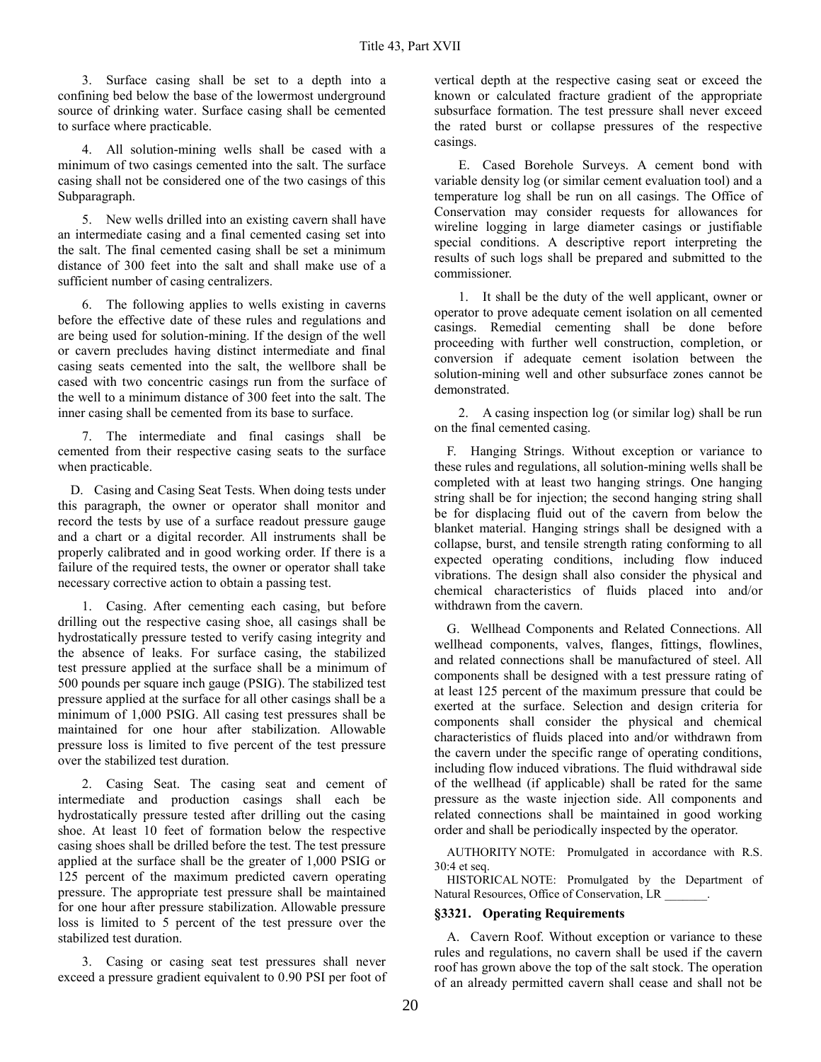3. Surface casing shall be set to a depth into a confining bed below the base of the lowermost underground source of drinking water. Surface casing shall be cemented to surface where practicable.

4. All solution-mining wells shall be cased with a minimum of two casings cemented into the salt. The surface casing shall not be considered one of the two casings of this Subparagraph.

5. New wells drilled into an existing cavern shall have an intermediate casing and a final cemented casing set into the salt. The final cemented casing shall be set a minimum distance of 300 feet into the salt and shall make use of a sufficient number of casing centralizers.

6. The following applies to wells existing in caverns before the effective date of these rules and regulations and are being used for solution-mining. If the design of the well or cavern precludes having distinct intermediate and final casing seats cemented into the salt, the wellbore shall be cased with two concentric casings run from the surface of the well to a minimum distance of 300 feet into the salt. The inner casing shall be cemented from its base to surface.

7. The intermediate and final casings shall be cemented from their respective casing seats to the surface when practicable.

D. Casing and Casing Seat Tests. When doing tests under this paragraph, the owner or operator shall monitor and record the tests by use of a surface readout pressure gauge and a chart or a digital recorder. All instruments shall be properly calibrated and in good working order. If there is a failure of the required tests, the owner or operator shall take necessary corrective action to obtain a passing test.

1. Casing. After cementing each casing, but before drilling out the respective casing shoe, all casings shall be hydrostatically pressure tested to verify casing integrity and the absence of leaks. For surface casing, the stabilized test pressure applied at the surface shall be a minimum of 500 pounds per square inch gauge (PSIG). The stabilized test pressure applied at the surface for all other casings shall be a minimum of 1,000 PSIG. All casing test pressures shall be maintained for one hour after stabilization. Allowable pressure loss is limited to five percent of the test pressure over the stabilized test duration.

2. Casing Seat. The casing seat and cement of intermediate and production casings shall each be hydrostatically pressure tested after drilling out the casing shoe. At least 10 feet of formation below the respective casing shoes shall be drilled before the test. The test pressure applied at the surface shall be the greater of 1,000 PSIG or 125 percent of the maximum predicted cavern operating pressure. The appropriate test pressure shall be maintained for one hour after pressure stabilization. Allowable pressure loss is limited to 5 percent of the test pressure over the stabilized test duration.

3. Casing or casing seat test pressures shall never exceed a pressure gradient equivalent to 0.90 PSI per foot of vertical depth at the respective casing seat or exceed the known or calculated fracture gradient of the appropriate subsurface formation. The test pressure shall never exceed the rated burst or collapse pressures of the respective casings.

E. Cased Borehole Surveys. A cement bond with variable density log (or similar cement evaluation tool) and a temperature log shall be run on all casings. The Office of Conservation may consider requests for allowances for wireline logging in large diameter casings or justifiable special conditions. A descriptive report interpreting the results of such logs shall be prepared and submitted to the commissioner.

1. It shall be the duty of the well applicant, owner or operator to prove adequate cement isolation on all cemented casings. Remedial cementing shall be done before proceeding with further well construction, completion, or conversion if adequate cement isolation between the solution-mining well and other subsurface zones cannot be demonstrated.

2. A casing inspection log (or similar log) shall be run on the final cemented casing.

F. Hanging Strings. Without exception or variance to these rules and regulations, all solution-mining wells shall be completed with at least two hanging strings. One hanging string shall be for injection; the second hanging string shall be for displacing fluid out of the cavern from below the blanket material. Hanging strings shall be designed with a collapse, burst, and tensile strength rating conforming to all expected operating conditions, including flow induced vibrations. The design shall also consider the physical and chemical characteristics of fluids placed into and/or withdrawn from the cavern.

G. Wellhead Components and Related Connections. All wellhead components, valves, flanges, fittings, flowlines, and related connections shall be manufactured of steel. All components shall be designed with a test pressure rating of at least 125 percent of the maximum pressure that could be exerted at the surface. Selection and design criteria for components shall consider the physical and chemical characteristics of fluids placed into and/or withdrawn from the cavern under the specific range of operating conditions, including flow induced vibrations. The fluid withdrawal side of the wellhead (if applicable) shall be rated for the same pressure as the waste injection side. All components and related connections shall be maintained in good working order and shall be periodically inspected by the operator.

AUTHORITY NOTE: Promulgated in accordance with R.S. 30:4 et seq.

HISTORICAL NOTE: Promulgated by the Department of Natural Resources, Office of Conservation, LR _______.

### §3321. Operating Requirements

A. Cavern Roof. Without exception or variance to these rules and regulations, no cavern shall be used if the cavern roof has grown above the top of the salt stock. The operation of an already permitted cavern shall cease and shall not be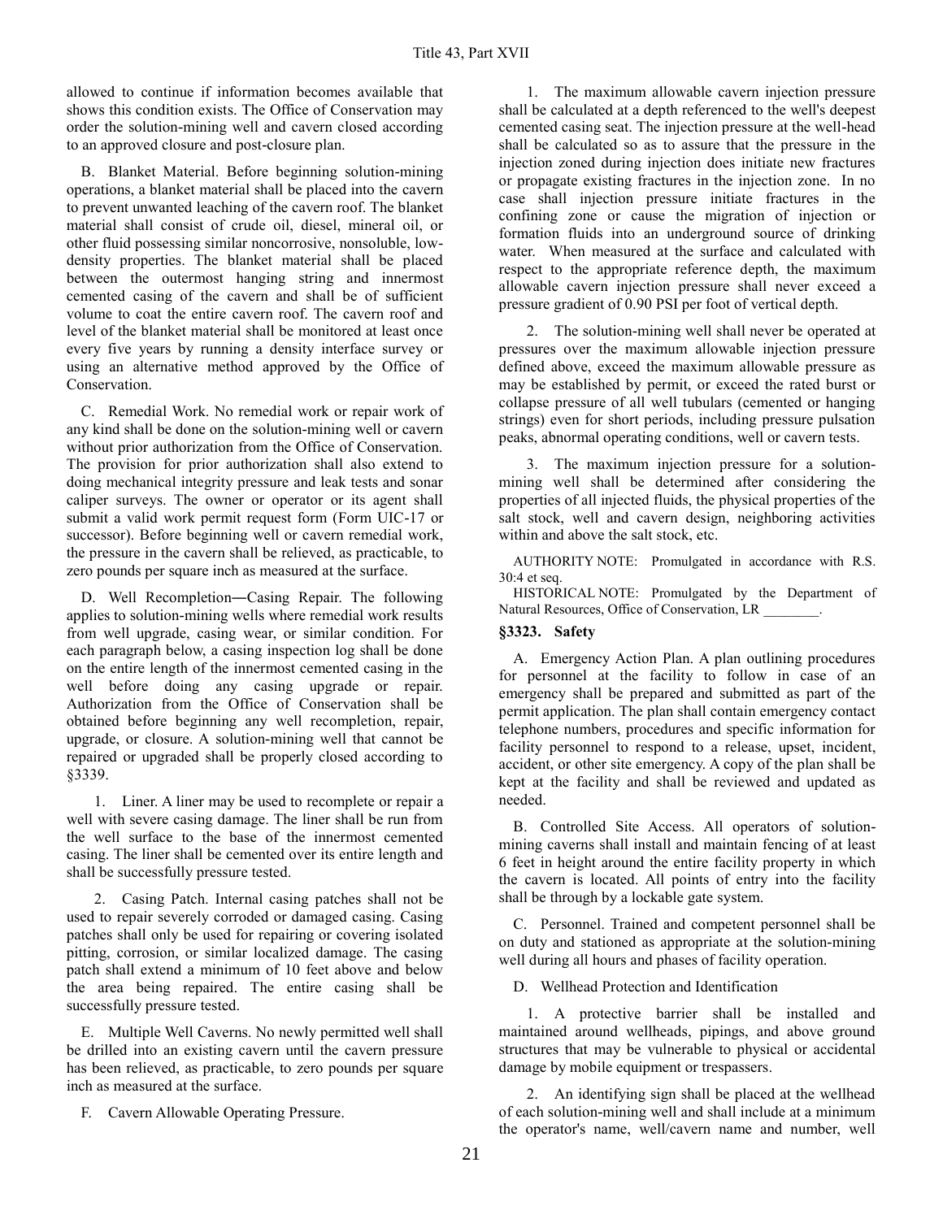allowed to continue if information becomes available that shows this condition exists. The Office of Conservation may order the solution-mining well and cavern closed according to an approved closure and post-closure plan.

B. Blanket Material. Before beginning solution-mining operations, a blanket material shall be placed into the cavern to prevent unwanted leaching of the cavern roof. The blanket material shall consist of crude oil, diesel, mineral oil, or other fluid possessing similar noncorrosive, nonsoluble, low-density properties. The blanket material shall be placed between the outermost hanging string and innermost cemented casing of the cavern and shall be of sufficient volume to coat the entire cavern roof. The cavern roof and level of the blanket material shall be monitored at least once every five years by running a density interface survey or using an alternative method approved by the Office of Conservation.

C. Remedial Work. No remedial work or repair work of any kind shall be done on the solution-mining well or cavern without prior authorization from the Office of Conservation. The provision for prior authorization shall also extend to doing mechanical integrity pressure and leak tests and sonar caliper surveys. The owner or operator or its agent shall submit a valid work permit request form (Form UIC-17 or successor). Before beginning well or cavern remedial work, the pressure in the cavern shall be relieved, as practicable, to zero pounds per square inch as measured at the surface.

D. Well Recompletion―Casing Repair. The following applies to solution-mining wells where remedial work results from well upgrade, casing wear, or similar condition. For each paragraph below, a casing inspection log shall be done on the entire length of the innermost cemented casing in the well before doing any casing upgrade or repair. Authorization from the Office of Conservation shall be obtained before beginning any well recompletion, repair, upgrade, or closure. A solution-mining well that cannot be repaired or upgraded shall be properly closed according to §3339.

1. Liner. A liner may be used to recomplete or repair a well with severe casing damage. The liner shall be run from the well surface to the base of the innermost cemented casing. The liner shall be cemented over its entire length and shall be successfully pressure tested.

2. Casing Patch. Internal casing patches shall not be used to repair severely corroded or damaged casing. Casing patches shall only be used for repairing or covering isolated pitting, corrosion, or similar localized damage. The casing patch shall extend a minimum of 10 feet above and below the area being repaired. The entire casing shall be successfully pressure tested.

E. Multiple Well Caverns. No newly permitted well shall be drilled into an existing cavern until the cavern pressure has been relieved, as practicable, to zero pounds per square inch as measured at the surface.

F. Cavern Allowable Operating Pressure.

1. The maximum allowable cavern injection pressure shall be calculated at a depth referenced to the well's deepest cemented casing seat. The injection pressure at the well-head shall be calculated so as to assure that the pressure in the injection zoned during injection does initiate new fractures or propagate existing fractures in the injection zone. In no case shall injection pressure initiate fractures in the confining zone or cause the migration of injection or formation fluids into an underground source of drinking water. When measured at the surface and calculated with respect to the appropriate reference depth, the maximum allowable cavern injection pressure shall never exceed a pressure gradient of 0.90 PSI per foot of vertical depth.

2. The solution-mining well shall never be operated at pressures over the maximum allowable injection pressure defined above, exceed the maximum allowable pressure as may be established by permit, or exceed the rated burst or collapse pressure of all well tubulars (cemented or hanging strings) even for short periods, including pressure pulsation peaks, abnormal operating conditions, well or cavern tests.

3. The maximum injection pressure for a solution-mining well shall be determined after considering the properties of all injected fluids, the physical properties of the salt stock, well and cavern design, neighboring activities within and above the salt stock, etc.

AUTHORITY NOTE: Promulgated in accordance with R.S. 30:4 et seq.

HISTORICAL NOTE: Promulgated by the Department of Natural Resources, Office of Conservation, LR ________.

### §3323. Safety

A. Emergency Action Plan. A plan outlining procedures for personnel at the facility to follow in case of an emergency shall be prepared and submitted as part of the permit application. The plan shall contain emergency contact telephone numbers, procedures and specific information for facility personnel to respond to a release, upset, incident, accident, or other site emergency. A copy of the plan shall be kept at the facility and shall be reviewed and updated as needed.

B. Controlled Site Access. All operators of solution-mining caverns shall install and maintain fencing of at least 6 feet in height around the entire facility property in which the cavern is located. All points of entry into the facility shall be through by a lockable gate system.

C. Personnel. Trained and competent personnel shall be on duty and stationed as appropriate at the solution-mining well during all hours and phases of facility operation.

D. Wellhead Protection and Identification

1. A protective barrier shall be installed and maintained around wellheads, pipings, and above ground structures that may be vulnerable to physical or accidental damage by mobile equipment or trespassers.

2. An identifying sign shall be placed at the wellhead of each solution-mining well and shall include at a minimum the operator's name, well/cavern name and number, well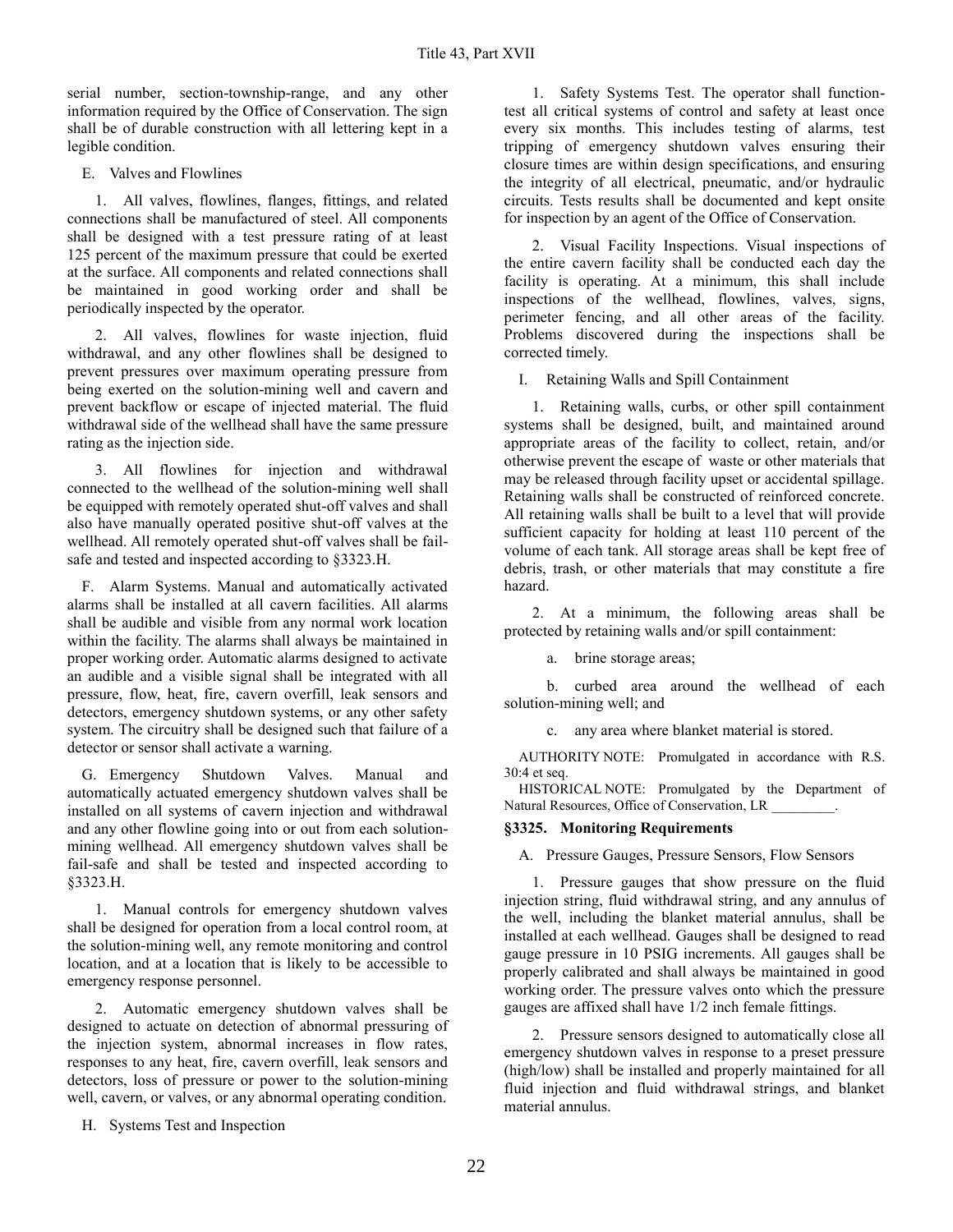serial number, section-township-range, and any other information required by the Office of Conservation. The sign shall be of durable construction with all lettering kept in a legible condition.

E. Valves and Flowlines

1. All valves, flowlines, flanges, fittings, and related connections shall be manufactured of steel. All components shall be designed with a test pressure rating of at least 125 percent of the maximum pressure that could be exerted at the surface. All components and related connections shall be maintained in good working order and shall be periodically inspected by the operator.

2. All valves, flowlines for waste injection, fluid withdrawal, and any other flowlines shall be designed to prevent pressures over maximum operating pressure from being exerted on the solution-mining well and cavern and prevent backflow or escape of injected material. The fluid withdrawal side of the wellhead shall have the same pressure rating as the injection side.

3. All flowlines for injection and withdrawal connected to the wellhead of the solution-mining well shall be equipped with remotely operated shut-off valves and shall also have manually operated positive shut-off valves at the wellhead. All remotely operated shut-off valves shall be fail-safe and tested and inspected according to §3323.H.

F. Alarm Systems. Manual and automatically activated alarms shall be installed at all cavern facilities. All alarms shall be audible and visible from any normal work location within the facility. The alarms shall always be maintained in proper working order. Automatic alarms designed to activate an audible and a visible signal shall be integrated with all pressure, flow, heat, fire, cavern overfill, leak sensors and detectors, emergency shutdown systems, or any other safety system. The circuitry shall be designed such that failure of a detector or sensor shall activate a warning.

G. Emergency Shutdown Valves. Manual and automatically actuated emergency shutdown valves shall be installed on all systems of cavern injection and withdrawal and any other flowline going into or out from each solution-mining wellhead. All emergency shutdown valves shall be fail-safe and shall be tested and inspected according to §3323.H.

1. Manual controls for emergency shutdown valves shall be designed for operation from a local control room, at the solution-mining well, any remote monitoring and control location, and at a location that is likely to be accessible to emergency response personnel.

2. Automatic emergency shutdown valves shall be designed to actuate on detection of abnormal pressuring of the injection system, abnormal increases in flow rates, responses to any heat, fire, cavern overfill, leak sensors and detectors, loss of pressure or power to the solution-mining well, cavern, or valves, or any abnormal operating condition.

H. Systems Test and Inspection

1. Safety Systems Test. The operator shall function-test all critical systems of control and safety at least once every six months. This includes testing of alarms, test tripping of emergency shutdown valves ensuring their closure times are within design specifications, and ensuring the integrity of all electrical, pneumatic, and/or hydraulic circuits. Tests results shall be documented and kept onsite for inspection by an agent of the Office of Conservation.

2. Visual Facility Inspections. Visual inspections of the entire cavern facility shall be conducted each day the facility is operating. At a minimum, this shall include inspections of the wellhead, flowlines, valves, signs, perimeter fencing, and all other areas of the facility. Problems discovered during the inspections shall be corrected timely.

I. Retaining Walls and Spill Containment

1. Retaining walls, curbs, or other spill containment systems shall be designed, built, and maintained around appropriate areas of the facility to collect, retain, and/or otherwise prevent the escape of waste or other materials that may be released through facility upset or accidental spillage. Retaining walls shall be constructed of reinforced concrete. All retaining walls shall be built to a level that will provide sufficient capacity for holding at least 110 percent of the volume of each tank. All storage areas shall be kept free of debris, trash, or other materials that may constitute a fire hazard.

2. At a minimum, the following areas shall be protected by retaining walls and/or spill containment:

a. brine storage areas;

b. curbed area around the wellhead of each solution-mining well; and

c. any area where blanket material is stored.

AUTHORITY NOTE: Promulgated in accordance with R.S. 30:4 et seq.

HISTORICAL NOTE: Promulgated by the Department of Natural Resources, Office of Conservation, LR \_\_\_\_\_\_\_\_\_.

### §3325. Monitoring Requirements

A. Pressure Gauges, Pressure Sensors, Flow Sensors

1. Pressure gauges that show pressure on the fluid injection string, fluid withdrawal string, and any annulus of the well, including the blanket material annulus, shall be installed at each wellhead. Gauges shall be designed to read gauge pressure in 10 PSIG increments. All gauges shall be properly calibrated and shall always be maintained in good working order. The pressure valves onto which the pressure gauges are affixed shall have 1/2 inch female fittings.

2. Pressure sensors designed to automatically close all emergency shutdown valves in response to a preset pressure (high/low) shall be installed and properly maintained for all fluid injection and fluid withdrawal strings, and blanket material annulus.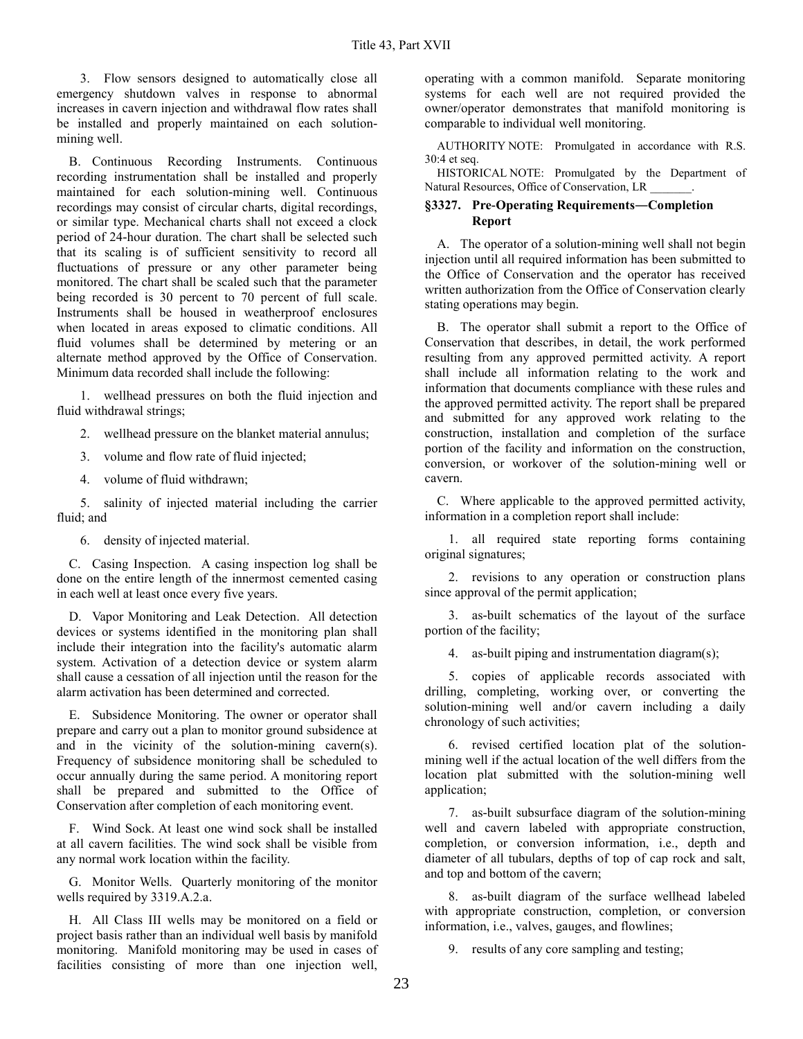3. Flow sensors designed to automatically close all emergency shutdown valves in response to abnormal increases in cavern injection and withdrawal flow rates shall be installed and properly maintained on each solution-mining well.

B. Continuous Recording Instruments. Continuous recording instrumentation shall be installed and properly maintained for each solution-mining well. Continuous recordings may consist of circular charts, digital recordings, or similar type. Mechanical charts shall not exceed a clock period of 24-hour duration. The chart shall be selected such that its scaling is of sufficient sensitivity to record all fluctuations of pressure or any other parameter being monitored. The chart shall be scaled such that the parameter being recorded is 30 percent to 70 percent of full scale. Instruments shall be housed in weatherproof enclosures when located in areas exposed to climatic conditions. All fluid volumes shall be determined by metering or an alternate method approved by the Office of Conservation. Minimum data recorded shall include the following:

1. wellhead pressures on both the fluid injection and fluid withdrawal strings;

2. wellhead pressure on the blanket material annulus;

3. volume and flow rate of fluid injected;

4. volume of fluid withdrawn;

5. salinity of injected material including the carrier fluid; and

6. density of injected material.

C. Casing Inspection. A casing inspection log shall be done on the entire length of the innermost cemented casing in each well at least once every five years.

D. Vapor Monitoring and Leak Detection. All detection devices or systems identified in the monitoring plan shall include their integration into the facility's automatic alarm system. Activation of a detection device or system alarm shall cause a cessation of all injection until the reason for the alarm activation has been determined and corrected.

E. Subsidence Monitoring. The owner or operator shall prepare and carry out a plan to monitor ground subsidence at and in the vicinity of the solution-mining cavern(s). Frequency of subsidence monitoring shall be scheduled to occur annually during the same period. A monitoring report shall be prepared and submitted to the Office of Conservation after completion of each monitoring event.

F. Wind Sock. At least one wind sock shall be installed at all cavern facilities. The wind sock shall be visible from any normal work location within the facility.

G. Monitor Wells. Quarterly monitoring of the monitor wells required by 3319.A.2.a.

H. All Class III wells may be monitored on a field or project basis rather than an individual well basis by manifold monitoring. Manifold monitoring may be used in cases of facilities consisting of more than one injection well, operating with a common manifold. Separate monitoring systems for each well are not required provided the owner/operator demonstrates that manifold monitoring is comparable to individual well monitoring.

AUTHORITY NOTE: Promulgated in accordance with R.S. 30:4 et seq.

HISTORICAL NOTE: Promulgated by the Department of Natural Resources, Office of Conservation, LR _______.

### §3327. Pre-Operating Requirements―Completion Report

A. The operator of a solution-mining well shall not begin injection until all required information has been submitted to the Office of Conservation and the operator has received written authorization from the Office of Conservation clearly stating operations may begin.

B. The operator shall submit a report to the Office of Conservation that describes, in detail, the work performed resulting from any approved permitted activity. A report shall include all information relating to the work and information that documents compliance with these rules and the approved permitted activity. The report shall be prepared and submitted for any approved work relating to the construction, installation and completion of the surface portion of the facility and information on the construction, conversion, or workover of the solution-mining well or cavern.

C. Where applicable to the approved permitted activity, information in a completion report shall include:

1. all required state reporting forms containing original signatures;

2. revisions to any operation or construction plans since approval of the permit application;

3. as-built schematics of the layout of the surface portion of the facility;

4. as-built piping and instrumentation diagram(s);

5. copies of applicable records associated with drilling, completing, working over, or converting the solution-mining well and/or cavern including a daily chronology of such activities;

6. revised certified location plat of the solution-mining well if the actual location of the well differs from the location plat submitted with the solution-mining well application;

7. as-built subsurface diagram of the solution-mining well and cavern labeled with appropriate construction, completion, or conversion information, i.e., depth and diameter of all tubulars, depths of top of cap rock and salt, and top and bottom of the cavern;

8. as-built diagram of the surface wellhead labeled with appropriate construction, completion, or conversion information, i.e., valves, gauges, and flowlines;

9. results of any core sampling and testing;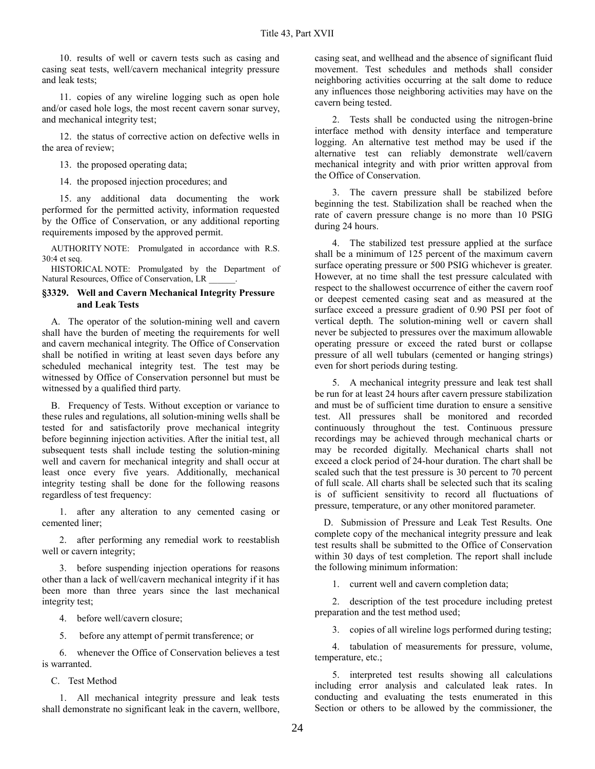10. results of well or cavern tests such as casing and casing seat tests, well/cavern mechanical integrity pressure and leak tests;

11. copies of any wireline logging such as open hole and/or cased hole logs, the most recent cavern sonar survey, and mechanical integrity test;

12. the status of corrective action on defective wells in the area of review;

13. the proposed operating data;

14. the proposed injection procedures; and

15. any additional data documenting the work performed for the permitted activity, information requested by the Office of Conservation, or any additional reporting requirements imposed by the approved permit.

AUTHORITY NOTE: Promulgated in accordance with R.S. 30:4 et seq.

HISTORICAL NOTE: Promulgated by the Department of Natural Resources, Office of Conservation, LR ______.

### §3329. Well and Cavern Mechanical Integrity Pressure and Leak Tests

A. The operator of the solution-mining well and cavern shall have the burden of meeting the requirements for well and cavern mechanical integrity. The Office of Conservation shall be notified in writing at least seven days before any scheduled mechanical integrity test. The test may be witnessed by Office of Conservation personnel but must be witnessed by a qualified third party.

B. Frequency of Tests. Without exception or variance to these rules and regulations, all solution-mining wells shall be tested for and satisfactorily prove mechanical integrity before beginning injection activities. After the initial test, all subsequent tests shall include testing the solution-mining well and cavern for mechanical integrity and shall occur at least once every five years. Additionally, mechanical integrity testing shall be done for the following reasons regardless of test frequency:

1. after any alteration to any cemented casing or cemented liner;

2. after performing any remedial work to reestablish well or cavern integrity;

3. before suspending injection operations for reasons other than a lack of well/cavern mechanical integrity if it has been more than three years since the last mechanical integrity test;

4. before well/cavern closure;

5. before any attempt of permit transference; or

6. whenever the Office of Conservation believes a test is warranted.

C. Test Method

1. All mechanical integrity pressure and leak tests shall demonstrate no significant leak in the cavern, wellbore, casing seat, and wellhead and the absence of significant fluid movement. Test schedules and methods shall consider neighboring activities occurring at the salt dome to reduce any influences those neighboring activities may have on the cavern being tested.

2. Tests shall be conducted using the nitrogen-brine interface method with density interface and temperature logging. An alternative test method may be used if the alternative test can reliably demonstrate well/cavern mechanical integrity and with prior written approval from the Office of Conservation.

3. The cavern pressure shall be stabilized before beginning the test. Stabilization shall be reached when the rate of cavern pressure change is no more than 10 PSIG during 24 hours.

4. The stabilized test pressure applied at the surface shall be a minimum of 125 percent of the maximum cavern surface operating pressure or 500 PSIG whichever is greater. However, at no time shall the test pressure calculated with respect to the shallowest occurrence of either the cavern roof or deepest cemented casing seat and as measured at the surface exceed a pressure gradient of 0.90 PSI per foot of vertical depth. The solution-mining well or cavern shall never be subjected to pressures over the maximum allowable operating pressure or exceed the rated burst or collapse pressure of all well tubulars (cemented or hanging strings) even for short periods during testing.

5. A mechanical integrity pressure and leak test shall be run for at least 24 hours after cavern pressure stabilization and must be of sufficient time duration to ensure a sensitive test. All pressures shall be monitored and recorded continuously throughout the test. Continuous pressure recordings may be achieved through mechanical charts or may be recorded digitally. Mechanical charts shall not exceed a clock period of 24-hour duration. The chart shall be scaled such that the test pressure is 30 percent to 70 percent of full scale. All charts shall be selected such that its scaling is of sufficient sensitivity to record all fluctuations of pressure, temperature, or any other monitored parameter.

D. Submission of Pressure and Leak Test Results. One complete copy of the mechanical integrity pressure and leak test results shall be submitted to the Office of Conservation within 30 days of test completion. The report shall include the following minimum information:

1. current well and cavern completion data;

2. description of the test procedure including pretest preparation and the test method used;

3. copies of all wireline logs performed during testing;

4. tabulation of measurements for pressure, volume, temperature, etc.;

5. interpreted test results showing all calculations including error analysis and calculated leak rates. In conducting and evaluating the tests enumerated in this Section or others to be allowed by the commissioner, the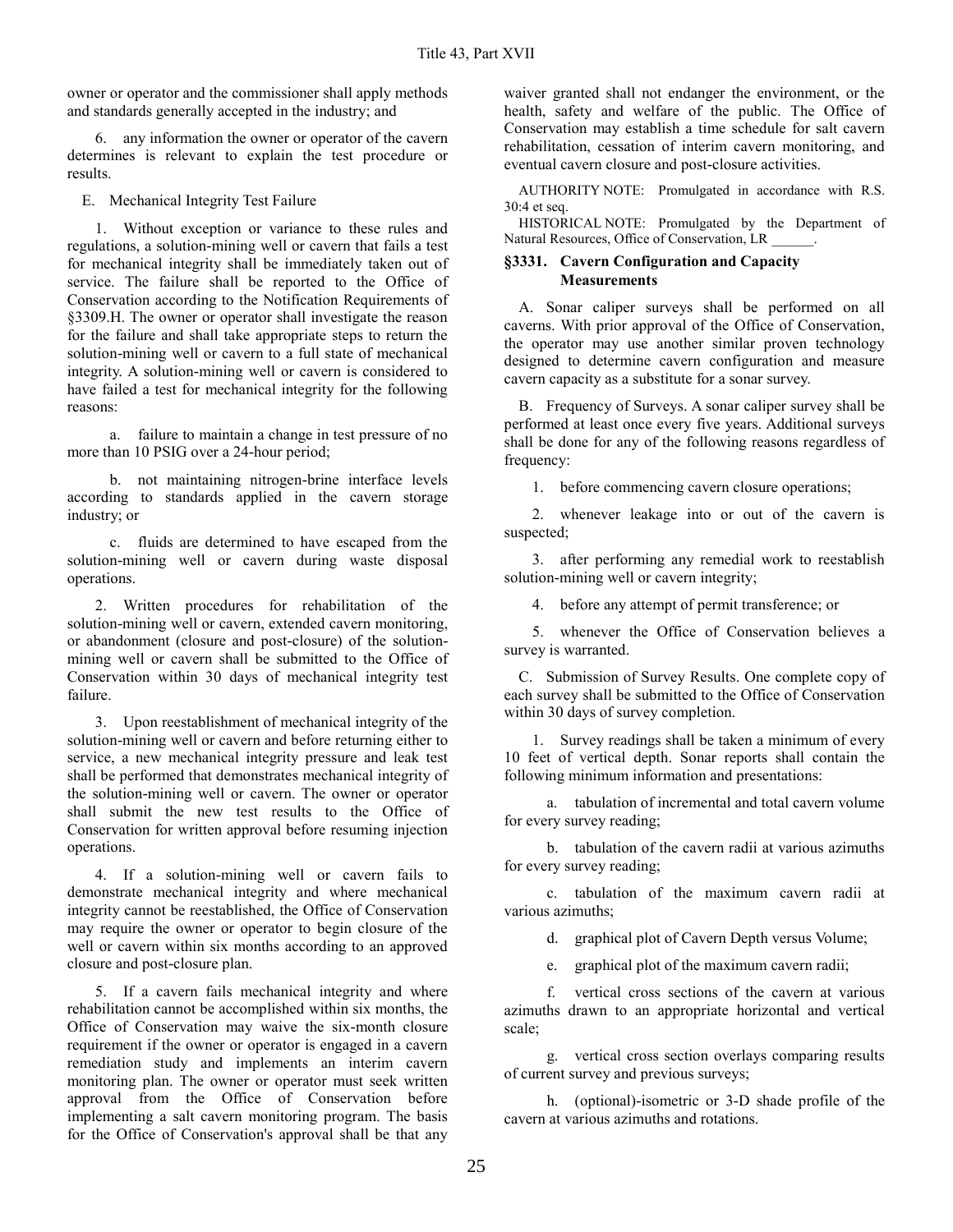owner or operator and the commissioner shall apply methods and standards generally accepted in the industry; and

6. any information the owner or operator of the cavern determines is relevant to explain the test procedure or results.

E. Mechanical Integrity Test Failure

1. Without exception or variance to these rules and regulations, a solution-mining well or cavern that fails a test for mechanical integrity shall be immediately taken out of service. The failure shall be reported to the Office of Conservation according to the Notification Requirements of §3309.H. The owner or operator shall investigate the reason for the failure and shall take appropriate steps to return the solution-mining well or cavern to a full state of mechanical integrity. A solution-mining well or cavern is considered to have failed a test for mechanical integrity for the following reasons:

a. failure to maintain a change in test pressure of no more than 10 PSIG over a 24-hour period;

b. not maintaining nitrogen-brine interface levels according to standards applied in the cavern storage industry; or

c. fluids are determined to have escaped from the solution-mining well or cavern during waste disposal operations.

2. Written procedures for rehabilitation of the solution-mining well or cavern, extended cavern monitoring, or abandonment (closure and post-closure) of the solution-mining well or cavern shall be submitted to the Office of Conservation within 30 days of mechanical integrity test failure.

3. Upon reestablishment of mechanical integrity of the solution-mining well or cavern and before returning either to service, a new mechanical integrity pressure and leak test shall be performed that demonstrates mechanical integrity of the solution-mining well or cavern. The owner or operator shall submit the new test results to the Office of Conservation for written approval before resuming injection operations.

4. If a solution-mining well or cavern fails to demonstrate mechanical integrity and where mechanical integrity cannot be reestablished, the Office of Conservation may require the owner or operator to begin closure of the well or cavern within six months according to an approved closure and post-closure plan.

5. If a cavern fails mechanical integrity and where rehabilitation cannot be accomplished within six months, the Office of Conservation may waive the six-month closure requirement if the owner or operator is engaged in a cavern remediation study and implements an interim cavern monitoring plan. The owner or operator must seek written approval from the Office of Conservation before implementing a salt cavern monitoring program. The basis for the Office of Conservation's approval shall be that any waiver granted shall not endanger the environment, or the health, safety and welfare of the public. The Office of Conservation may establish a time schedule for salt cavern rehabilitation, cessation of interim cavern monitoring, and eventual cavern closure and post-closure activities.

AUTHORITY NOTE: Promulgated in accordance with R.S. 30:4 et seq.

HISTORICAL NOTE: Promulgated by the Department of Natural Resources, Office of Conservation, LR ______.

### §3331. Cavern Configuration and Capacity Measurements

A. Sonar caliper surveys shall be performed on all caverns. With prior approval of the Office of Conservation, the operator may use another similar proven technology designed to determine cavern configuration and measure cavern capacity as a substitute for a sonar survey.

B. Frequency of Surveys. A sonar caliper survey shall be performed at least once every five years. Additional surveys shall be done for any of the following reasons regardless of frequency:

1. before commencing cavern closure operations;

2. whenever leakage into or out of the cavern is suspected;

3. after performing any remedial work to reestablish solution-mining well or cavern integrity;

4. before any attempt of permit transference; or

5. whenever the Office of Conservation believes a survey is warranted.

C. Submission of Survey Results. One complete copy of each survey shall be submitted to the Office of Conservation within 30 days of survey completion.

1. Survey readings shall be taken a minimum of every 10 feet of vertical depth. Sonar reports shall contain the following minimum information and presentations:

a. tabulation of incremental and total cavern volume for every survey reading;

b. tabulation of the cavern radii at various azimuths for every survey reading;

c. tabulation of the maximum cavern radii at various azimuths;

d. graphical plot of Cavern Depth versus Volume;

e. graphical plot of the maximum cavern radii;

f. vertical cross sections of the cavern at various azimuths drawn to an appropriate horizontal and vertical scale;

g. vertical cross section overlays comparing results of current survey and previous surveys;

h. (optional)-isometric or 3-D shade profile of the cavern at various azimuths and rotations.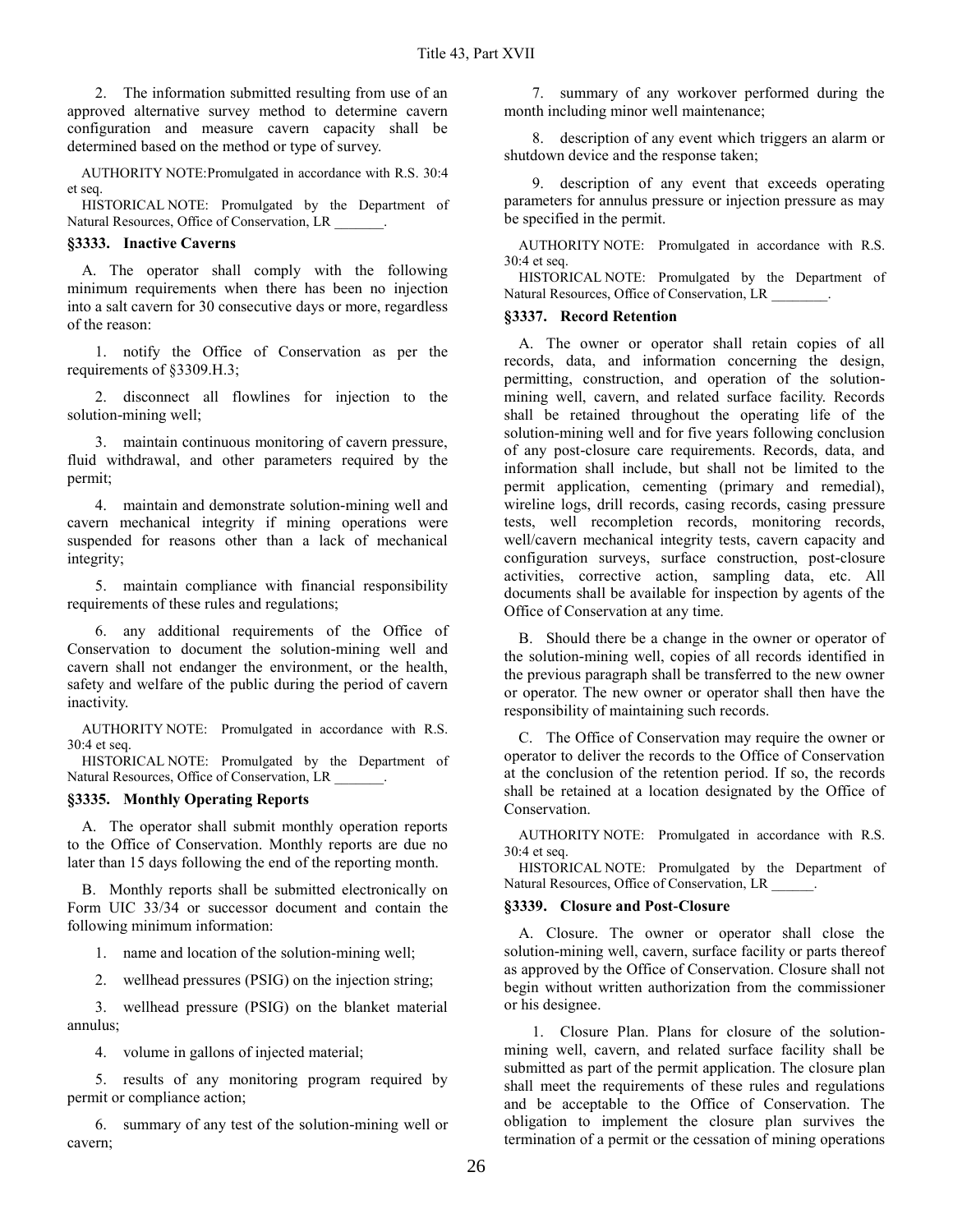2. The information submitted resulting from use of an approved alternative survey method to determine cavern configuration and measure cavern capacity shall be determined based on the method or type of survey.

AUTHORITY NOTE:Promulgated in accordance with R.S. 30:4 et seq.

HISTORICAL NOTE: Promulgated by the Department of Natural Resources, Office of Conservation, LR _______.

### §3333. Inactive Caverns

A. The operator shall comply with the following minimum requirements when there has been no injection into a salt cavern for 30 consecutive days or more, regardless of the reason:

1. notify the Office of Conservation as per the requirements of §3309.H.3;

2. disconnect all flowlines for injection to the solution-mining well;

3. maintain continuous monitoring of cavern pressure, fluid withdrawal, and other parameters required by the permit;

4. maintain and demonstrate solution-mining well and cavern mechanical integrity if mining operations were suspended for reasons other than a lack of mechanical integrity;

5. maintain compliance with financial responsibility requirements of these rules and regulations;

6. any additional requirements of the Office of Conservation to document the solution-mining well and cavern shall not endanger the environment, or the health, safety and welfare of the public during the period of cavern inactivity.

AUTHORITY NOTE: Promulgated in accordance with R.S. 30:4 et seq.

HISTORICAL NOTE: Promulgated by the Department of Natural Resources, Office of Conservation, LR _______.

### §3335. Monthly Operating Reports

A. The operator shall submit monthly operation reports to the Office of Conservation. Monthly reports are due no later than 15 days following the end of the reporting month.

B. Monthly reports shall be submitted electronically on Form UIC 33/34 or successor document and contain the following minimum information:

1. name and location of the solution-mining well;

2. wellhead pressures (PSIG) on the injection string;

3. wellhead pressure (PSIG) on the blanket material annulus;

4. volume in gallons of injected material;

5. results of any monitoring program required by permit or compliance action;

6. summary of any test of the solution-mining well or cavern;

7. summary of any workover performed during the month including minor well maintenance;

8. description of any event which triggers an alarm or shutdown device and the response taken;

9. description of any event that exceeds operating parameters for annulus pressure or injection pressure as may be specified in the permit.

AUTHORITY NOTE: Promulgated in accordance with R.S. 30:4 et seq.

HISTORICAL NOTE: Promulgated by the Department of Natural Resources, Office of Conservation, LR ________.

### §3337. Record Retention

A. The owner or operator shall retain copies of all records, data, and information concerning the design, permitting, construction, and operation of the solution-mining well, cavern, and related surface facility. Records shall be retained throughout the operating life of the solution-mining well and for five years following conclusion of any post-closure care requirements. Records, data, and information shall include, but shall not be limited to the permit application, cementing (primary and remedial), wireline logs, drill records, casing records, casing pressure tests, well recompletion records, monitoring records, well/cavern mechanical integrity tests, cavern capacity and configuration surveys, surface construction, post-closure activities, corrective action, sampling data, etc. All documents shall be available for inspection by agents of the Office of Conservation at any time.

B. Should there be a change in the owner or operator of the solution-mining well, copies of all records identified in the previous paragraph shall be transferred to the new owner or operator. The new owner or operator shall then have the responsibility of maintaining such records.

C. The Office of Conservation may require the owner or operator to deliver the records to the Office of Conservation at the conclusion of the retention period. If so, the records shall be retained at a location designated by the Office of Conservation.

AUTHORITY NOTE: Promulgated in accordance with R.S. 30:4 et seq.

HISTORICAL NOTE: Promulgated by the Department of Natural Resources, Office of Conservation, LR ______.

### §3339. Closure and Post-Closure

A. Closure. The owner or operator shall close the solution-mining well, cavern, surface facility or parts thereof as approved by the Office of Conservation. Closure shall not begin without written authorization from the commissioner or his designee.

1. Closure Plan. Plans for closure of the solution-mining well, cavern, and related surface facility shall be submitted as part of the permit application. The closure plan shall meet the requirements of these rules and regulations and be acceptable to the Office of Conservation. The obligation to implement the closure plan survives the termination of a permit or the cessation of mining operations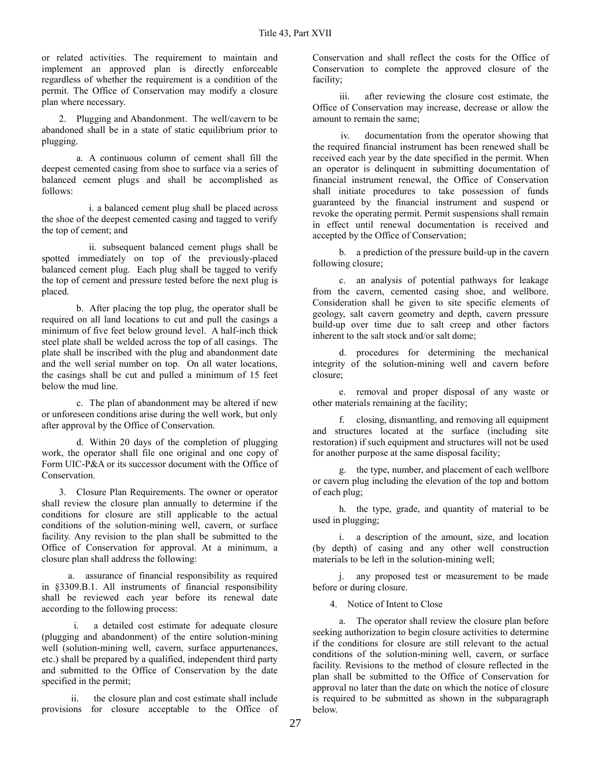or related activities. The requirement to maintain and implement an approved plan is directly enforceable regardless of whether the requirement is a condition of the permit. The Office of Conservation may modify a closure plan where necessary.

2. Plugging and Abandonment. The well/cavern to be abandoned shall be in a state of static equilibrium prior to plugging.

a. A continuous column of cement shall fill the deepest cemented casing from shoe to surface via a series of balanced cement plugs and shall be accomplished as follows:

i. a balanced cement plug shall be placed across the shoe of the deepest cemented casing and tagged to verify the top of cement; and

ii. subsequent balanced cement plugs shall be spotted immediately on top of the previously-placed balanced cement plug. Each plug shall be tagged to verify the top of cement and pressure tested before the next plug is placed.

b. After placing the top plug, the operator shall be required on all land locations to cut and pull the casings a minimum of five feet below ground level. A half-inch thick steel plate shall be welded across the top of all casings. The plate shall be inscribed with the plug and abandonment date and the well serial number on top. On all water locations, the casings shall be cut and pulled a minimum of 15 feet below the mud line.

c. The plan of abandonment may be altered if new or unforeseen conditions arise during the well work, but only after approval by the Office of Conservation.

d. Within 20 days of the completion of plugging work, the operator shall file one original and one copy of Form UIC-P&A or its successor document with the Office of Conservation.

3. Closure Plan Requirements. The owner or operator shall review the closure plan annually to determine if the conditions for closure are still applicable to the actual conditions of the solution-mining well, cavern, or surface facility. Any revision to the plan shall be submitted to the Office of Conservation for approval. At a minimum, a closure plan shall address the following:

a. assurance of financial responsibility as required in §3309.B.1. All instruments of financial responsibility shall be reviewed each year before its renewal date according to the following process:

i. a detailed cost estimate for adequate closure (plugging and abandonment) of the entire solution-mining well (solution-mining well, cavern, surface appurtenances, etc.) shall be prepared by a qualified, independent third party and submitted to the Office of Conservation by the date specified in the permit;

ii. the closure plan and cost estimate shall include provisions for closure acceptable to the Office of Conservation and shall reflect the costs for the Office of Conservation to complete the approved closure of the facility;

iii. after reviewing the closure cost estimate, the Office of Conservation may increase, decrease or allow the amount to remain the same;

iv. documentation from the operator showing that the required financial instrument has been renewed shall be received each year by the date specified in the permit. When an operator is delinquent in submitting documentation of financial instrument renewal, the Office of Conservation shall initiate procedures to take possession of funds guaranteed by the financial instrument and suspend or revoke the operating permit. Permit suspensions shall remain in effect until renewal documentation is received and accepted by the Office of Conservation;

b. a prediction of the pressure build-up in the cavern following closure;

c. an analysis of potential pathways for leakage from the cavern, cemented casing shoe, and wellbore. Consideration shall be given to site specific elements of geology, salt cavern geometry and depth, cavern pressure build-up over time due to salt creep and other factors inherent to the salt stock and/or salt dome;

d. procedures for determining the mechanical integrity of the solution-mining well and cavern before closure;

e. removal and proper disposal of any waste or other materials remaining at the facility;

f. closing, dismantling, and removing all equipment and structures located at the surface (including site restoration) if such equipment and structures will not be used for another purpose at the same disposal facility;

g. the type, number, and placement of each wellbore or cavern plug including the elevation of the top and bottom of each plug;

h. the type, grade, and quantity of material to be used in plugging;

i. a description of the amount, size, and location (by depth) of casing and any other well construction materials to be left in the solution-mining well;

j. any proposed test or measurement to be made before or during closure.

4. Notice of Intent to Close

a. The operator shall review the closure plan before seeking authorization to begin closure activities to determine if the conditions for closure are still relevant to the actual conditions of the solution-mining well, cavern, or surface facility. Revisions to the method of closure reflected in the plan shall be submitted to the Office of Conservation for approval no later than the date on which the notice of closure is required to be submitted as shown in the subparagraph below.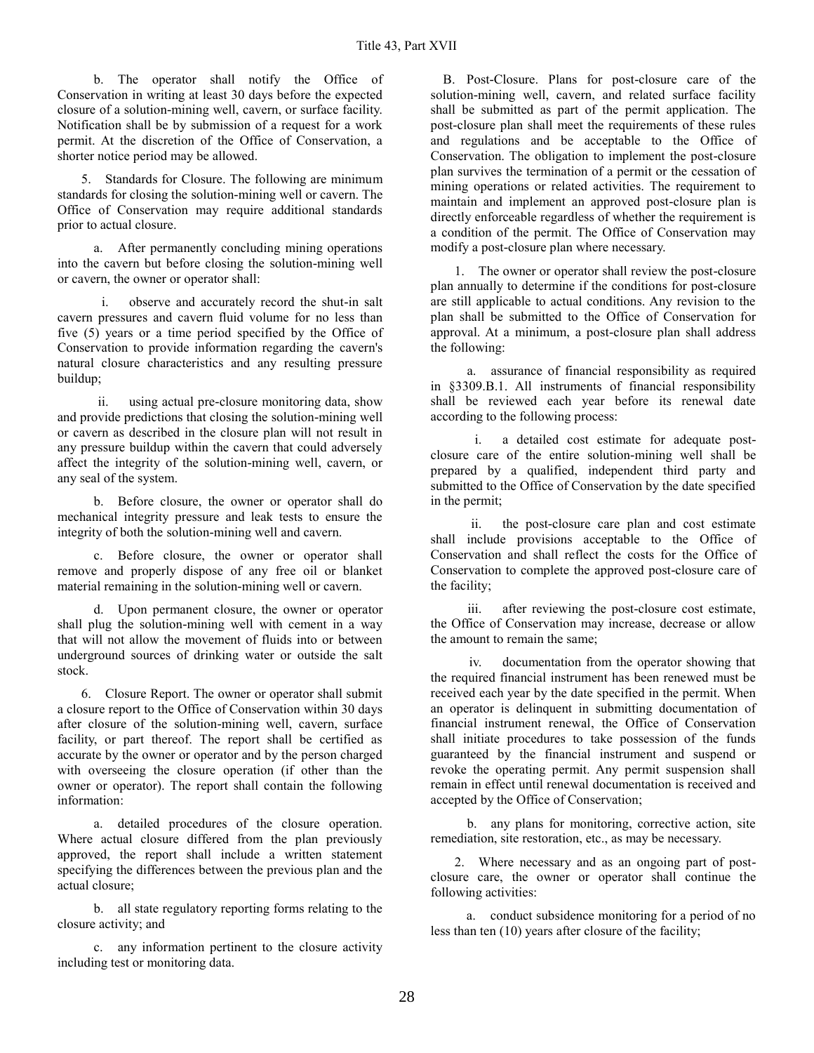b. The operator shall notify the Office of Conservation in writing at least 30 days before the expected closure of a solution-mining well, cavern, or surface facility. Notification shall be by submission of a request for a work permit. At the discretion of the Office of Conservation, a shorter notice period may be allowed.

5. Standards for Closure. The following are minimum standards for closing the solution-mining well or cavern. The Office of Conservation may require additional standards prior to actual closure.

a. After permanently concluding mining operations into the cavern but before closing the solution-mining well or cavern, the owner or operator shall:

i. observe and accurately record the shut-in salt cavern pressures and cavern fluid volume for no less than five (5) years or a time period specified by the Office of Conservation to provide information regarding the cavern's natural closure characteristics and any resulting pressure buildup;

ii. using actual pre-closure monitoring data, show and provide predictions that closing the solution-mining well or cavern as described in the closure plan will not result in any pressure buildup within the cavern that could adversely affect the integrity of the solution-mining well, cavern, or any seal of the system.

b. Before closure, the owner or operator shall do mechanical integrity pressure and leak tests to ensure the integrity of both the solution-mining well and cavern.

c. Before closure, the owner or operator shall remove and properly dispose of any free oil or blanket material remaining in the solution-mining well or cavern.

d. Upon permanent closure, the owner or operator shall plug the solution-mining well with cement in a way that will not allow the movement of fluids into or between underground sources of drinking water or outside the salt stock.

6. Closure Report. The owner or operator shall submit a closure report to the Office of Conservation within 30 days after closure of the solution-mining well, cavern, surface facility, or part thereof. The report shall be certified as accurate by the owner or operator and by the person charged with overseeing the closure operation (if other than the owner or operator). The report shall contain the following information:

a. detailed procedures of the closure operation. Where actual closure differed from the plan previously approved, the report shall include a written statement specifying the differences between the previous plan and the actual closure;

b. all state regulatory reporting forms relating to the closure activity; and

c. any information pertinent to the closure activity including test or monitoring data.

B. Post-Closure. Plans for post-closure care of the solution-mining well, cavern, and related surface facility shall be submitted as part of the permit application. The post-closure plan shall meet the requirements of these rules and regulations and be acceptable to the Office of Conservation. The obligation to implement the post-closure plan survives the termination of a permit or the cessation of mining operations or related activities. The requirement to maintain and implement an approved post-closure plan is directly enforceable regardless of whether the requirement is a condition of the permit. The Office of Conservation may modify a post-closure plan where necessary.

1. The owner or operator shall review the post-closure plan annually to determine if the conditions for post-closure are still applicable to actual conditions. Any revision to the plan shall be submitted to the Office of Conservation for approval. At a minimum, a post-closure plan shall address the following:

a. assurance of financial responsibility as required in §3309.B.1. All instruments of financial responsibility shall be reviewed each year before its renewal date according to the following process:

i. a detailed cost estimate for adequate post-closure care of the entire solution-mining well shall be prepared by a qualified, independent third party and submitted to the Office of Conservation by the date specified in the permit;

ii. the post-closure care plan and cost estimate shall include provisions acceptable to the Office of Conservation and shall reflect the costs for the Office of Conservation to complete the approved post-closure care of the facility;

iii. after reviewing the post-closure cost estimate, the Office of Conservation may increase, decrease or allow the amount to remain the same;

iv. documentation from the operator showing that the required financial instrument has been renewed must be received each year by the date specified in the permit. When an operator is delinquent in submitting documentation of financial instrument renewal, the Office of Conservation shall initiate procedures to take possession of the funds guaranteed by the financial instrument and suspend or revoke the operating permit. Any permit suspension shall remain in effect until renewal documentation is received and accepted by the Office of Conservation;

b. any plans for monitoring, corrective action, site remediation, site restoration, etc., as may be necessary.

2. Where necessary and as an ongoing part of post-closure care, the owner or operator shall continue the following activities:

a. conduct subsidence monitoring for a period of no less than ten (10) years after closure of the facility;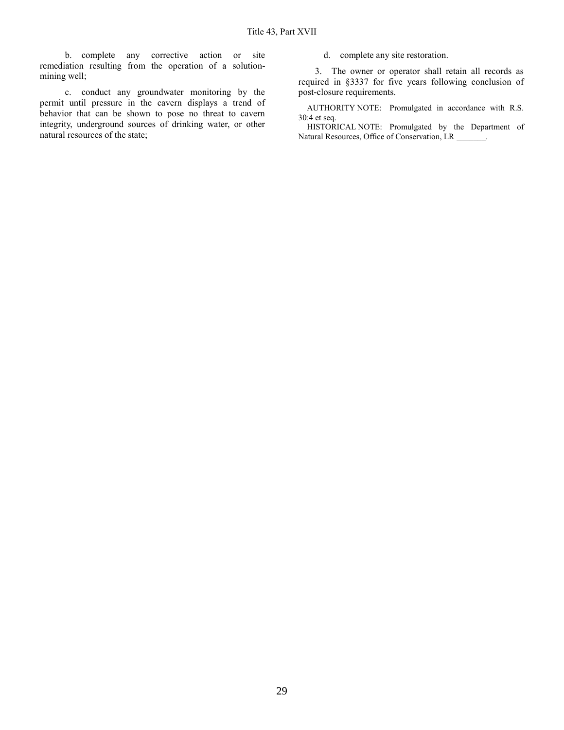b. complete any corrective action or site remediation resulting from the operation of a solution-mining well;

c. conduct any groundwater monitoring by the permit until pressure in the cavern displays a trend of behavior that can be shown to pose no threat to cavern integrity, underground sources of drinking water, or other natural resources of the state;

d. complete any site restoration.

3. The owner or operator shall retain all records as required in §3337 for five years following conclusion of post-closure requirements.

AUTHORITY NOTE: Promulgated in accordance with R.S. 30:4 et seq.

HISTORICAL NOTE: Promulgated by the Department of Natural Resources, Office of Conservation, LR _______.